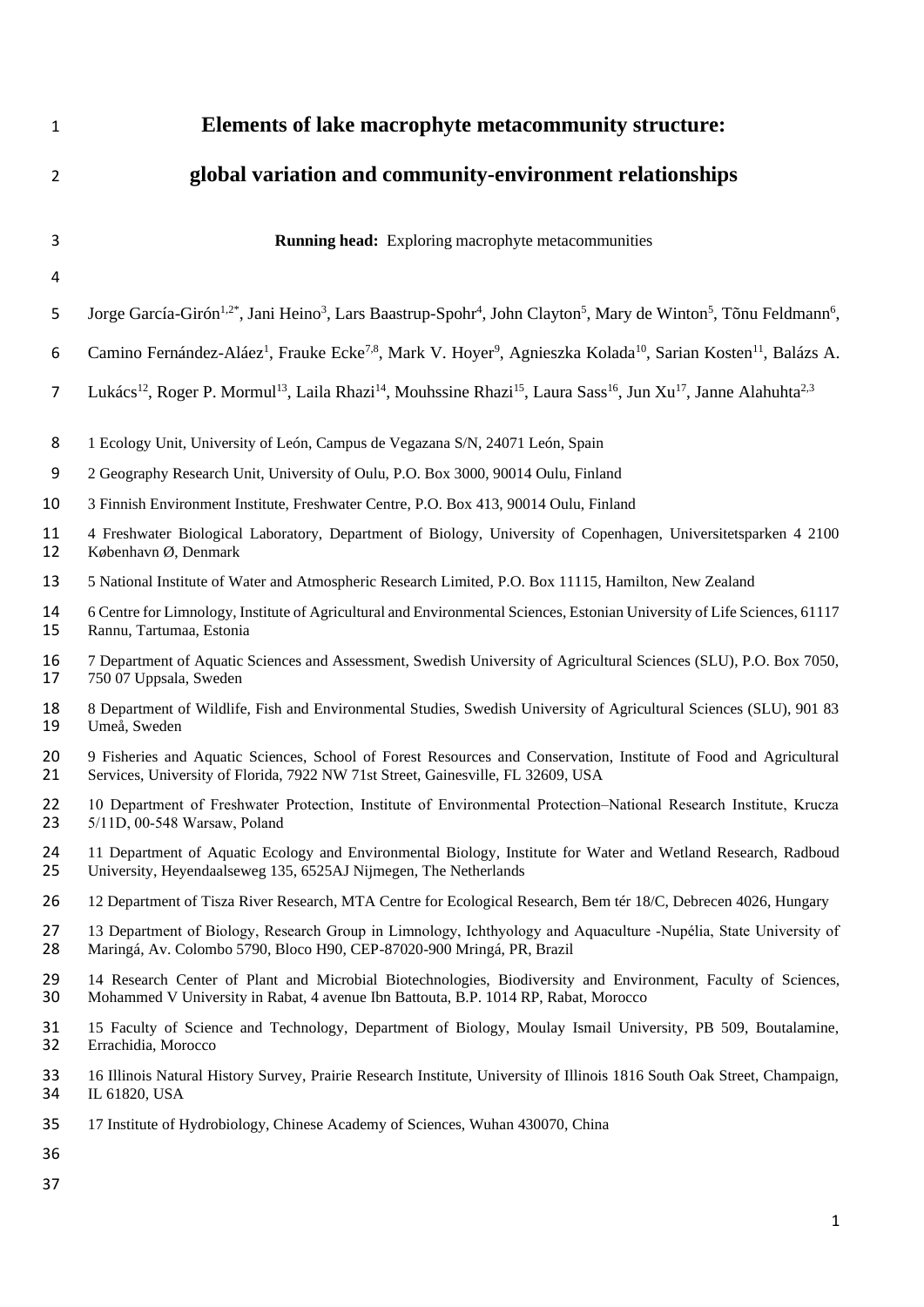# Elements of lake macrophyte metacommunity structure: global variation and community-environment relationships

**Running head:** Exploring macrophyte metacommunities

Jorge García-Girón[1,2*], Jani Heino[3], Lars Baastrup-Spohr[4], John Clayton[5], Mary de Winton[5], Tõnu Feldmann[6], Camino Fernández-Aláez[1], Frauke Ecke[7,8], Mark V. Hoyer[9], Agnieszka Kolada[10], Sarian Kosten[11], Balázs A. Lukács[12], Roger P. Mormul[13], Laila Rhazi[14], Mouhssine Rhazi[15], Laura Sass[16], Jun Xu[17], Janne Alahuhta[2,3]

1 Ecology Unit, University of León, Campus de Vegazana S/N, 24071 León, Spain

2 Geography Research Unit, University of Oulu, P.O. Box 3000, 90014 Oulu, Finland

3 Finnish Environment Institute, Freshwater Centre, P.O. Box 413, 90014 Oulu, Finland

4 Freshwater Biological Laboratory, Department of Biology, University of Copenhagen, Universitetsparken 4 2100 København Ø, Denmark

5 National Institute of Water and Atmospheric Research Limited, P.O. Box 11115, Hamilton, New Zealand

6 Centre for Limnology, Institute of Agricultural and Environmental Sciences, Estonian University of Life Sciences, 61117 Rannu, Tartumaa, Estonia

7 Department of Aquatic Sciences and Assessment, Swedish University of Agricultural Sciences (SLU), P.O. Box 7050, 750 07 Uppsala, Sweden

8 Department of Wildlife, Fish and Environmental Studies, Swedish University of Agricultural Sciences (SLU), 901 83 Umeå, Sweden

9 Fisheries and Aquatic Sciences, School of Forest Resources and Conservation, Institute of Food and Agricultural Services, University of Florida, 7922 NW 71st Street, Gainesville, FL 32609, USA

10 Department of Freshwater Protection, Institute of Environmental Protection–National Research Institute, Krucza 5/11D, 00-548 Warsaw, Poland

11 Department of Aquatic Ecology and Environmental Biology, Institute for Water and Wetland Research, Radboud University, Heyendaalseweg 135, 6525AJ Nijmegen, The Netherlands

12 Department of Tisza River Research, MTA Centre for Ecological Research, Bem tér 18/C, Debrecen 4026, Hungary

13 Department of Biology, Research Group in Limnology, Ichthyology and Aquaculture -Nupélia, State University of Maringá, Av. Colombo 5790, Bloco H90, CEP-87020-900 Mringá, PR, Brazil

14 Research Center of Plant and Microbial Biotechnologies, Biodiversity and Environment, Faculty of Sciences, Mohammed V University in Rabat, 4 avenue Ibn Battouta, B.P. 1014 RP, Rabat, Morocco

15 Faculty of Science and Technology, Department of Biology, Moulay Ismail University, PB 509, Boutalamine, Errachidia, Morocco

16 Illinois Natural History Survey, Prairie Research Institute, University of Illinois 1816 South Oak Street, Champaign, IL 61820, USA

17 Institute of Hydrobiology, Chinese Academy of Sciences, Wuhan 430070, China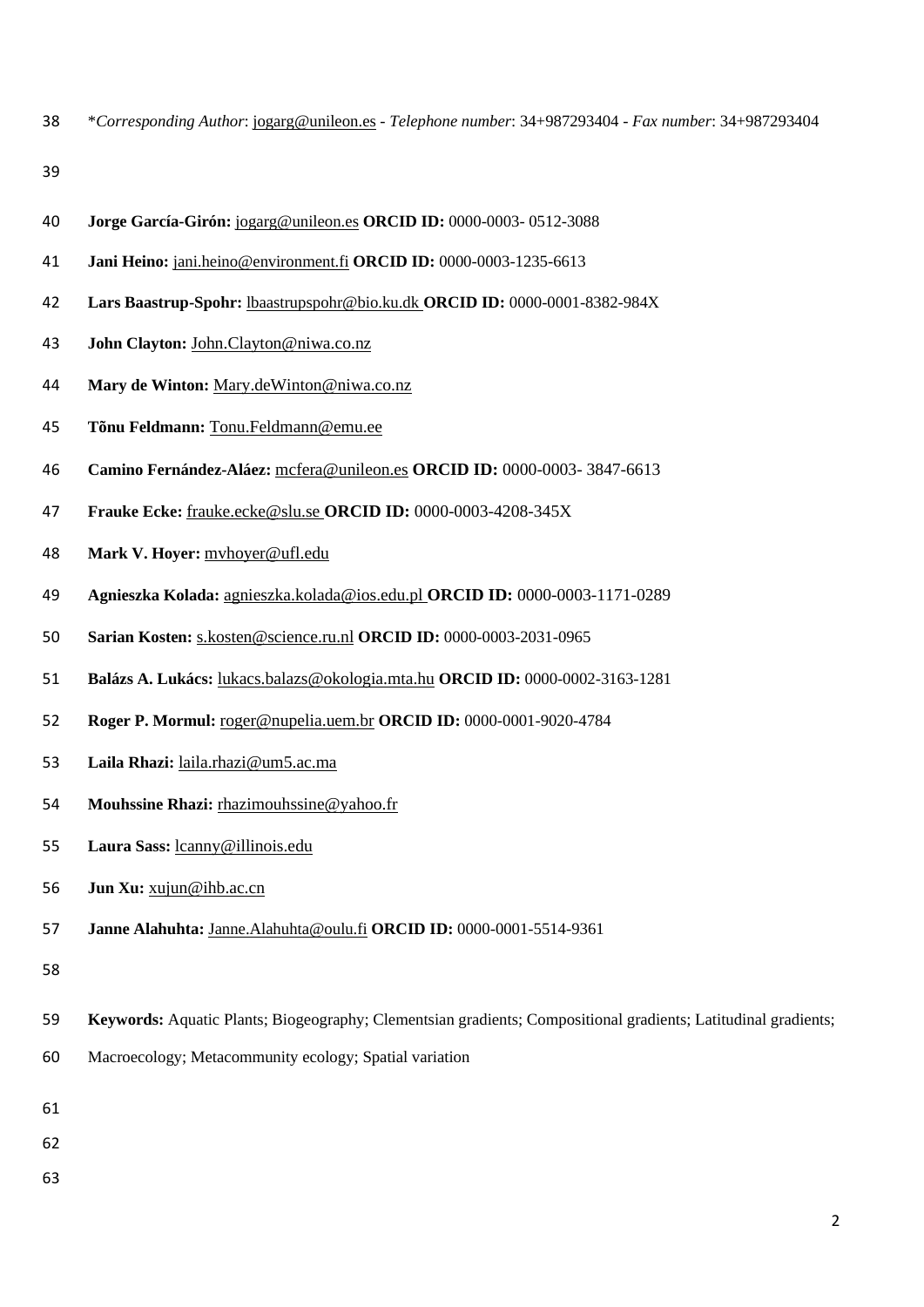*\*Corresponding Author*: jogarg@unileon.es - *Telephone number*: 34+987293404 - *Fax number*: 34+987293404

**Jorge García-Girón:** jogarg@unileon.es **ORCID ID:** 0000-0003- 0512-3088

**Jani Heino:** jani.heino@environment.fi **ORCID ID:** 0000-0003-1235-6613

**Lars Baastrup-Spohr:** lbaastrupspohr@bio.ku.dk **ORCID ID:** 0000-0001-8382-984X

**John Clayton:** John.Clayton@niwa.co.nz

**Mary de Winton:** Mary.deWinton@niwa.co.nz

**Tõnu Feldmann:** Tonu.Feldmann@emu.ee

**Camino Fernández-Aláez:** mcfera@unileon.es **ORCID ID:** 0000-0003- 3847-6613

**Frauke Ecke:** frauke.ecke@slu.se **ORCID ID:** 0000-0003-4208-345X

**Mark V. Hoyer:** mvhoyer@ufl.edu

**Agnieszka Kolada:** agnieszka.kolada@ios.edu.pl **ORCID ID:** 0000-0003-1171-0289

**Sarian Kosten:** s.kosten@science.ru.nl **ORCID ID:** 0000-0003-2031-0965

**Balázs A. Lukács:** lukacs.balazs@okologia.mta.hu **ORCID ID:** 0000-0002-3163-1281

**Roger P. Mormul:** roger@nupelia.uem.br **ORCID ID:** 0000-0001-9020-4784

**Laila Rhazi:** laila.rhazi@um5.ac.ma

**Mouhssine Rhazi:** rhazimouhssine@yahoo.fr

**Laura Sass:** lcanny@illinois.edu

**Jun Xu:** xujun@ihb.ac.cn

**Janne Alahuhta:** Janne.Alahuhta@oulu.fi **ORCID ID:** 0000-0001-5514-9361

**Keywords:** Aquatic Plants; Biogeography; Clementsian gradients; Compositional gradients; Latitudinal gradients; Macroecology; Metacommunity ecology; Spatial variation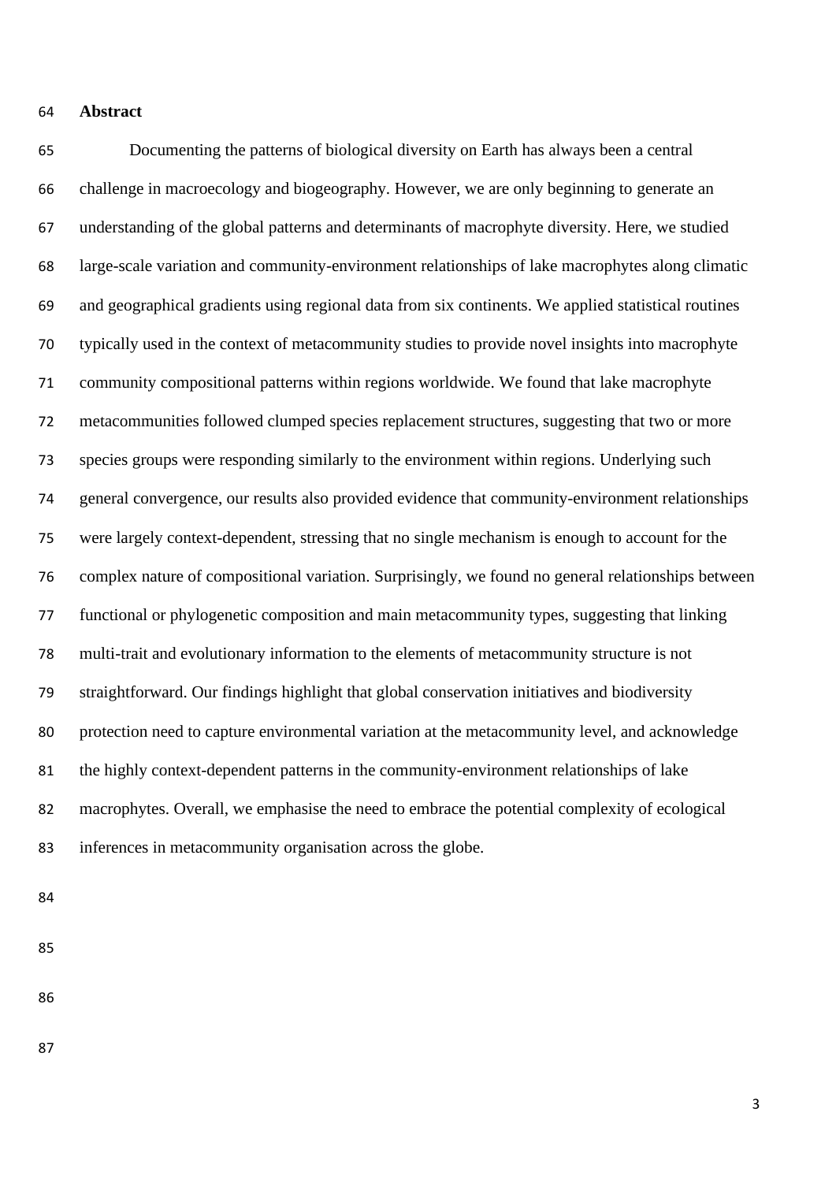## Abstract

Documenting the patterns of biological diversity on Earth has always been a central challenge in macroecology and biogeography. However, we are only beginning to generate an understanding of the global patterns and determinants of macrophyte diversity. Here, we studied large-scale variation and community-environment relationships of lake macrophytes along climatic and geographical gradients using regional data from six continents. We applied statistical routines typically used in the context of metacommunity studies to provide novel insights into macrophyte community compositional patterns within regions worldwide. We found that lake macrophyte metacommunities followed clumped species replacement structures, suggesting that two or more species groups were responding similarly to the environment within regions. Underlying such general convergence, our results also provided evidence that community-environment relationships were largely context-dependent, stressing that no single mechanism is enough to account for the complex nature of compositional variation. Surprisingly, we found no general relationships between functional or phylogenetic composition and main metacommunity types, suggesting that linking multi-trait and evolutionary information to the elements of metacommunity structure is not straightforward. Our findings highlight that global conservation initiatives and biodiversity protection need to capture environmental variation at the metacommunity level, and acknowledge the highly context-dependent patterns in the community-environment relationships of lake macrophytes. Overall, we emphasise the need to embrace the potential complexity of ecological inferences in metacommunity organisation across the globe.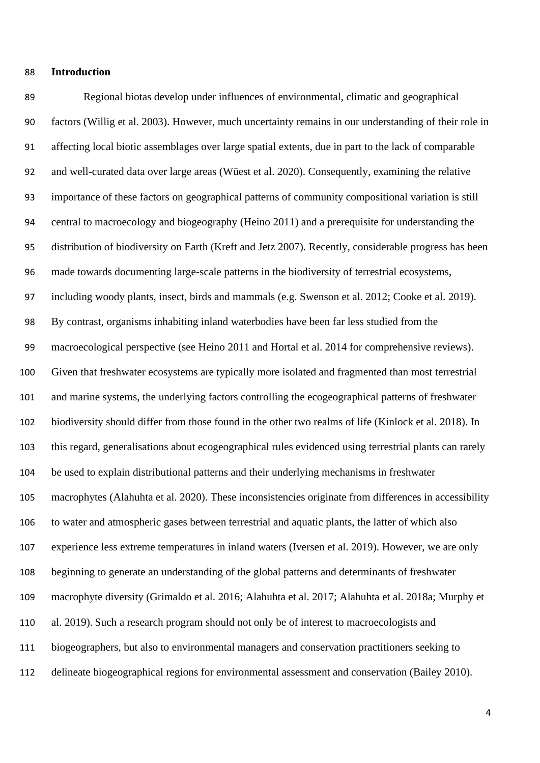**Introduction**

Regional biotas develop under influences of environmental, climatic and geographical factors (Willig et al. 2003). However, much uncertainty remains in our understanding of their role in affecting local biotic assemblages over large spatial extents, due in part to the lack of comparable and well-curated data over large areas (Wüest et al. 2020). Consequently, examining the relative importance of these factors on geographical patterns of community compositional variation is still central to macroecology and biogeography (Heino 2011) and a prerequisite for understanding the distribution of biodiversity on Earth (Kreft and Jetz 2007). Recently, considerable progress has been made towards documenting large-scale patterns in the biodiversity of terrestrial ecosystems, including woody plants, insect, birds and mammals (e.g. Swenson et al. 2012; Cooke et al. 2019). By contrast, organisms inhabiting inland waterbodies have been far less studied from the macroecological perspective (see Heino 2011 and Hortal et al. 2014 for comprehensive reviews). Given that freshwater ecosystems are typically more isolated and fragmented than most terrestrial and marine systems, the underlying factors controlling the ecogeographical patterns of freshwater biodiversity should differ from those found in the other two realms of life (Kinlock et al. 2018). In this regard, generalisations about ecogeographical rules evidenced using terrestrial plants can rarely be used to explain distributional patterns and their underlying mechanisms in freshwater macrophytes (Alahuhta et al. 2020). These inconsistencies originate from differences in accessibility to water and atmospheric gases between terrestrial and aquatic plants, the latter of which also experience less extreme temperatures in inland waters (Iversen et al. 2019). However, we are only beginning to generate an understanding of the global patterns and determinants of freshwater macrophyte diversity (Grimaldo et al. 2016; Alahuhta et al. 2017; Alahuhta et al. 2018a; Murphy et al. 2019). Such a research program should not only be of interest to macroecologists and biogeographers, but also to environmental managers and conservation practitioners seeking to delineate biogeographical regions for environmental assessment and conservation (Bailey 2010).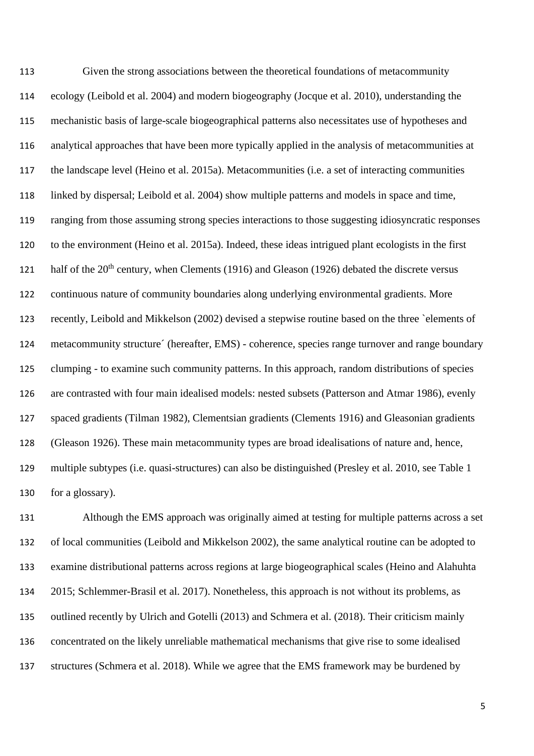Given the strong associations between the theoretical foundations of metacommunity ecology (Leibold et al. 2004) and modern biogeography (Jocque et al. 2010), understanding the mechanistic basis of large-scale biogeographical patterns also necessitates use of hypotheses and analytical approaches that have been more typically applied in the analysis of metacommunities at the landscape level (Heino et al. 2015a). Metacommunities (i.e. a set of interacting communities linked by dispersal; Leibold et al. 2004) show multiple patterns and models in space and time, ranging from those assuming strong species interactions to those suggesting idiosyncratic responses to the environment (Heino et al. 2015a). Indeed, these ideas intrigued plant ecologists in the first half of the 20$^{th}$ century, when Clements (1916) and Gleason (1926) debated the discrete versus continuous nature of community boundaries along underlying environmental gradients. More recently, Leibold and Mikkelson (2002) devised a stepwise routine based on the three `elements of metacommunity structure´ (hereafter, EMS) - coherence, species range turnover and range boundary clumping - to examine such community patterns. In this approach, random distributions of species are contrasted with four main idealised models: nested subsets (Patterson and Atmar 1986), evenly spaced gradients (Tilman 1982), Clementsian gradients (Clements 1916) and Gleasonian gradients (Gleason 1926). These main metacommunity types are broad idealisations of nature and, hence, multiple subtypes (i.e. quasi-structures) can also be distinguished (Presley et al. 2010, see Table 1 for a glossary).

Although the EMS approach was originally aimed at testing for multiple patterns across a set of local communities (Leibold and Mikkelson 2002), the same analytical routine can be adopted to examine distributional patterns across regions at large biogeographical scales (Heino and Alahuhta 2015; Schlemmer-Brasil et al. 2017). Nonetheless, this approach is not without its problems, as outlined recently by Ulrich and Gotelli (2013) and Schmera et al. (2018). Their criticism mainly concentrated on the likely unreliable mathematical mechanisms that give rise to some idealised structures (Schmera et al. 2018). While we agree that the EMS framework may be burdened by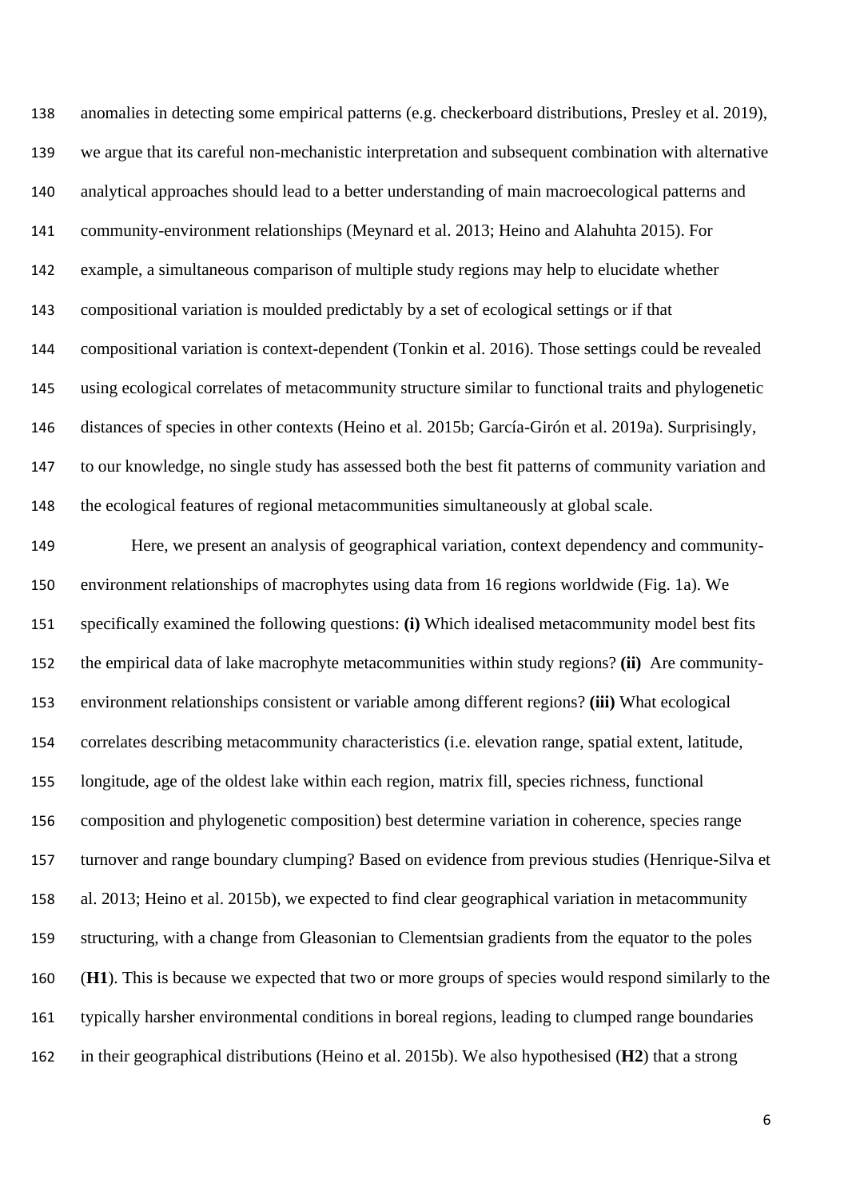anomalies in detecting some empirical patterns (e.g. checkerboard distributions, Presley et al. 2019), we argue that its careful non-mechanistic interpretation and subsequent combination with alternative analytical approaches should lead to a better understanding of main macroecological patterns and community-environment relationships (Meynard et al. 2013; Heino and Alahuhta 2015). For example, a simultaneous comparison of multiple study regions may help to elucidate whether compositional variation is moulded predictably by a set of ecological settings or if that compositional variation is context-dependent (Tonkin et al. 2016). Those settings could be revealed using ecological correlates of metacommunity structure similar to functional traits and phylogenetic distances of species in other contexts (Heino et al. 2015b; García-Girón et al. 2019a). Surprisingly, to our knowledge, no single study has assessed both the best fit patterns of community variation and the ecological features of regional metacommunities simultaneously at global scale.

Here, we present an analysis of geographical variation, context dependency and community-environment relationships of macrophytes using data from 16 regions worldwide (Fig. 1a). We specifically examined the following questions: **(i)** Which idealised metacommunity model best fits the empirical data of lake macrophyte metacommunities within study regions? **(ii)** Are community-environment relationships consistent or variable among different regions? **(iii)** What ecological correlates describing metacommunity characteristics (i.e. elevation range, spatial extent, latitude, longitude, age of the oldest lake within each region, matrix fill, species richness, functional composition and phylogenetic composition) best determine variation in coherence, species range turnover and range boundary clumping? Based on evidence from previous studies (Henrique-Silva et al. 2013; Heino et al. 2015b), we expected to find clear geographical variation in metacommunity structuring, with a change from Gleasonian to Clementsian gradients from the equator to the poles (**H1**). This is because we expected that two or more groups of species would respond similarly to the typically harsher environmental conditions in boreal regions, leading to clumped range boundaries in their geographical distributions (Heino et al. 2015b). We also hypothesised (**H2**) that a strong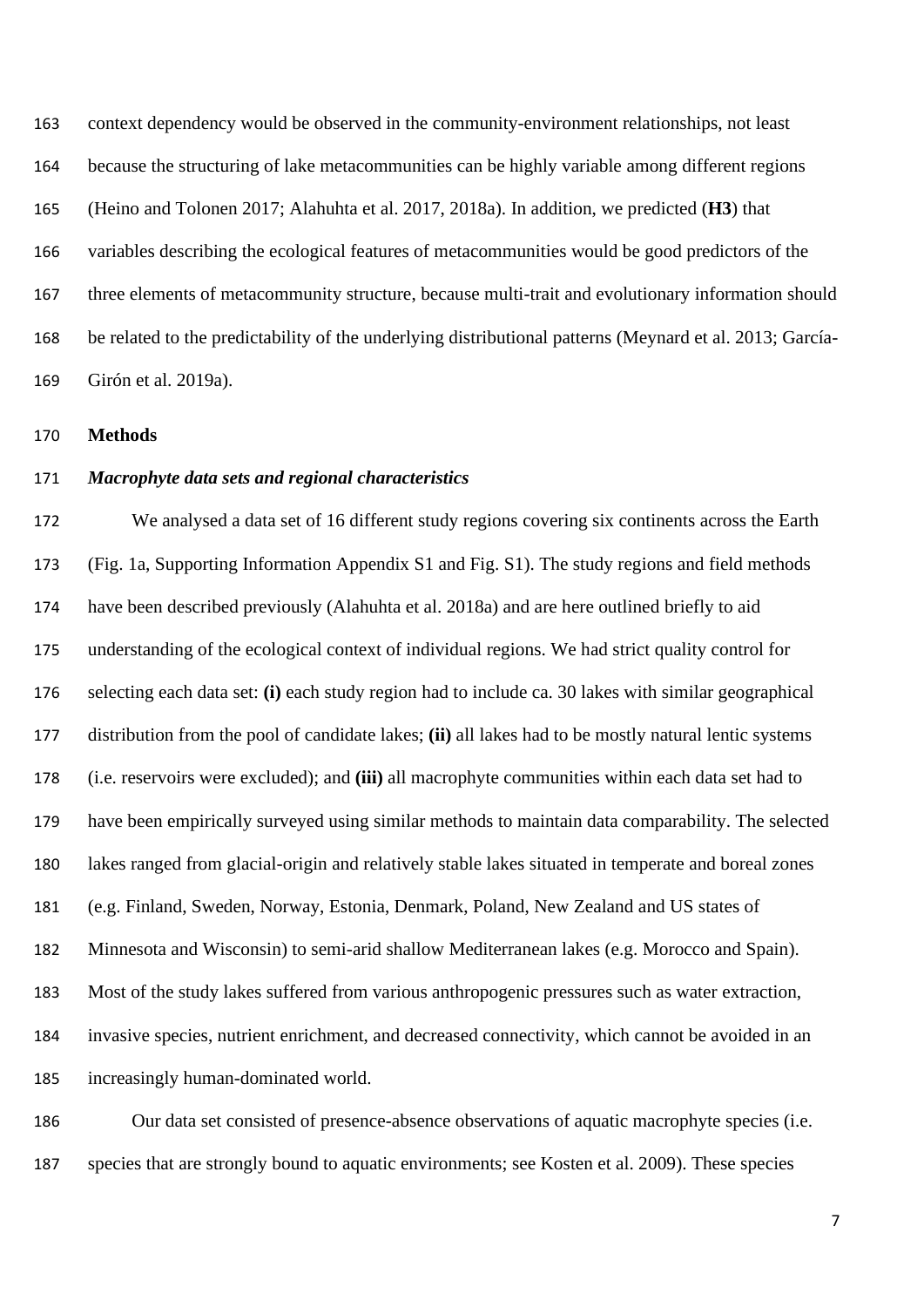context dependency would be observed in the community-environment relationships, not least because the structuring of lake metacommunities can be highly variable among different regions (Heino and Tolonen 2017; Alahuhta et al. 2017, 2018a). In addition, we predicted (**H3**) that variables describing the ecological features of metacommunities would be good predictors of the three elements of metacommunity structure, because multi-trait and evolutionary information should be related to the predictability of the underlying distributional patterns (Meynard et al. 2013; García-Girón et al. 2019a).

## Methods

### *Macrophyte data sets and regional characteristics*

We analysed a data set of 16 different study regions covering six continents across the Earth (Fig. 1a, Supporting Information Appendix S1 and Fig. S1). The study regions and field methods have been described previously (Alahuhta et al. 2018a) and are here outlined briefly to aid understanding of the ecological context of individual regions. We had strict quality control for selecting each data set: **(i)** each study region had to include ca. 30 lakes with similar geographical distribution from the pool of candidate lakes; **(ii)** all lakes had to be mostly natural lentic systems (i.e. reservoirs were excluded); and **(iii)** all macrophyte communities within each data set had to have been empirically surveyed using similar methods to maintain data comparability. The selected lakes ranged from glacial-origin and relatively stable lakes situated in temperate and boreal zones (e.g. Finland, Sweden, Norway, Estonia, Denmark, Poland, New Zealand and US states of Minnesota and Wisconsin) to semi-arid shallow Mediterranean lakes (e.g. Morocco and Spain). Most of the study lakes suffered from various anthropogenic pressures such as water extraction, invasive species, nutrient enrichment, and decreased connectivity, which cannot be avoided in an increasingly human-dominated world.

Our data set consisted of presence-absence observations of aquatic macrophyte species (i.e. species that are strongly bound to aquatic environments; see Kosten et al. 2009). These species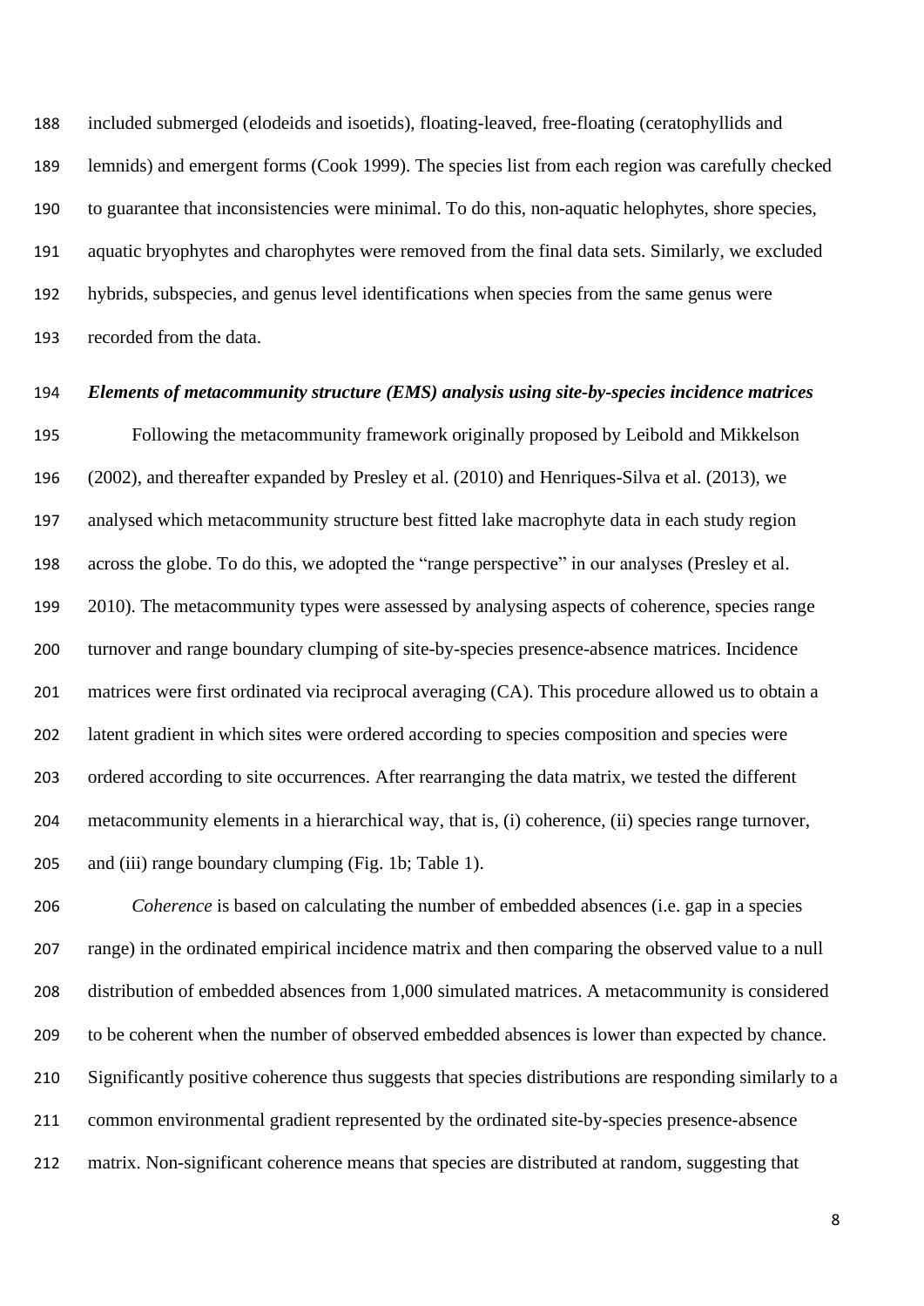included submerged (elodeids and isoetids), floating-leaved, free-floating (ceratophyllids and lemnids) and emergent forms (Cook 1999). The species list from each region was carefully checked to guarantee that inconsistencies were minimal. To do this, non-aquatic helophytes, shore species, aquatic bryophytes and charophytes were removed from the final data sets. Similarly, we excluded hybrids, subspecies, and genus level identifications when species from the same genus were recorded from the data.

***Elements of metacommunity structure (EMS) analysis using site-by-species incidence matrices***

Following the metacommunity framework originally proposed by Leibold and Mikkelson (2002), and thereafter expanded by Presley et al. (2010) and Henriques-Silva et al. (2013), we analysed which metacommunity structure best fitted lake macrophyte data in each study region across the globe. To do this, we adopted the "range perspective" in our analyses (Presley et al. 2010). The metacommunity types were assessed by analysing aspects of coherence, species range turnover and range boundary clumping of site-by-species presence-absence matrices. Incidence matrices were first ordinated via reciprocal averaging (CA). This procedure allowed us to obtain a latent gradient in which sites were ordered according to species composition and species were ordered according to site occurrences. After rearranging the data matrix, we tested the different metacommunity elements in a hierarchical way, that is, (i) coherence, (ii) species range turnover, and (iii) range boundary clumping (Fig. 1b; Table 1).

*Coherence* is based on calculating the number of embedded absences (i.e. gap in a species range) in the ordinated empirical incidence matrix and then comparing the observed value to a null distribution of embedded absences from 1,000 simulated matrices. A metacommunity is considered to be coherent when the number of observed embedded absences is lower than expected by chance. Significantly positive coherence thus suggests that species distributions are responding similarly to a common environmental gradient represented by the ordinated site-by-species presence-absence matrix. Non-significant coherence means that species are distributed at random, suggesting that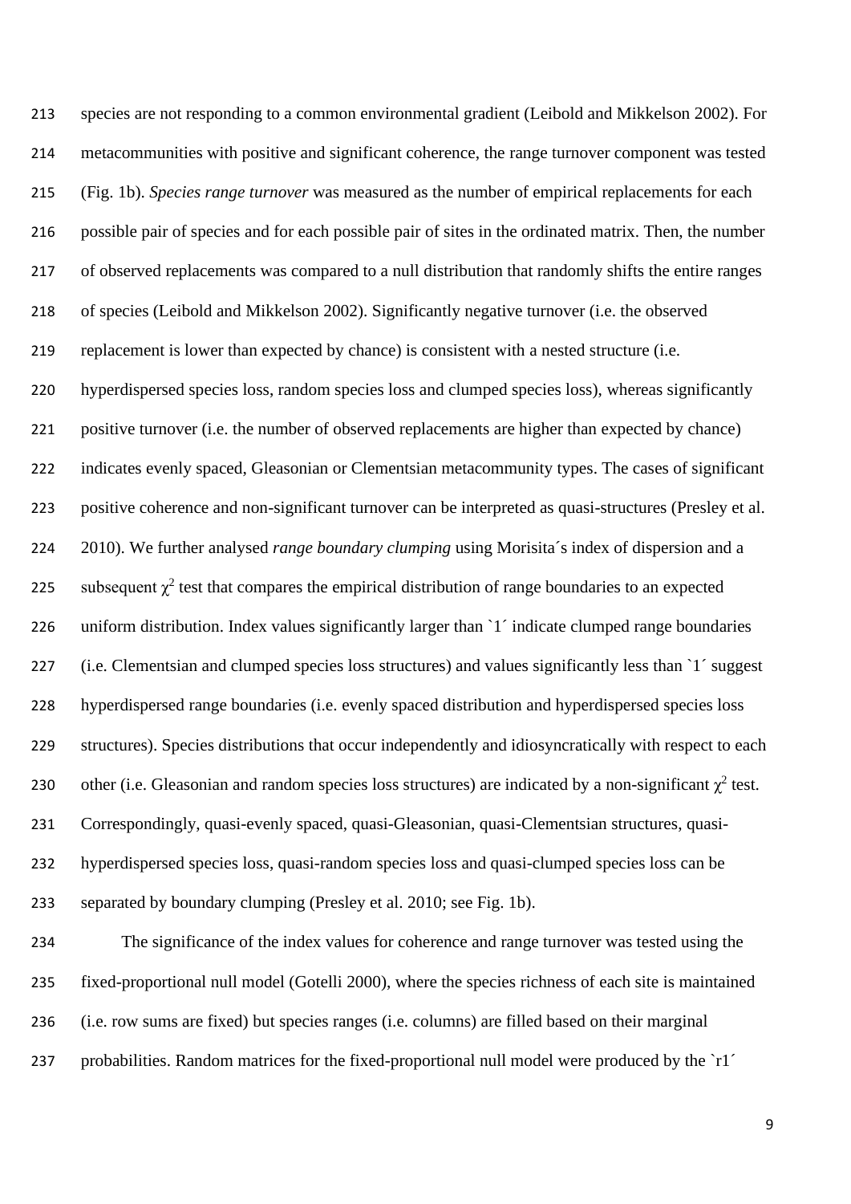species are not responding to a common environmental gradient (Leibold and Mikkelson 2002). For metacommunities with positive and significant coherence, the range turnover component was tested (Fig. 1b). *Species range turnover* was measured as the number of empirical replacements for each possible pair of species and for each possible pair of sites in the ordinated matrix. Then, the number of observed replacements was compared to a null distribution that randomly shifts the entire ranges of species (Leibold and Mikkelson 2002). Significantly negative turnover (i.e. the observed replacement is lower than expected by chance) is consistent with a nested structure (i.e. hyperdispersed species loss, random species loss and clumped species loss), whereas significantly positive turnover (i.e. the number of observed replacements are higher than expected by chance) indicates evenly spaced, Gleasonian or Clementsian metacommunity types. The cases of significant positive coherence and non-significant turnover can be interpreted as quasi-structures (Presley et al. 2010). We further analysed *range boundary clumping* using Morisita´s index of dispersion and a subsequent $\chi^2$ test that compares the empirical distribution of range boundaries to an expected uniform distribution. Index values significantly larger than `1´ indicate clumped range boundaries (i.e. Clementsian and clumped species loss structures) and values significantly less than `1´ suggest hyperdispersed range boundaries (i.e. evenly spaced distribution and hyperdispersed species loss structures). Species distributions that occur independently and idiosyncratically with respect to each other (i.e. Gleasonian and random species loss structures) are indicated by a non-significant $\chi^2$ test. Correspondingly, quasi-evenly spaced, quasi-Gleasonian, quasi-Clementsian structures, quasi-hyperdispersed species loss, quasi-random species loss and quasi-clumped species loss can be separated by boundary clumping (Presley et al. 2010; see Fig. 1b).

The significance of the index values for coherence and range turnover was tested using the fixed-proportional null model (Gotelli 2000), where the species richness of each site is maintained (i.e. row sums are fixed) but species ranges (i.e. columns) are filled based on their marginal probabilities. Random matrices for the fixed-proportional null model were produced by the `r1´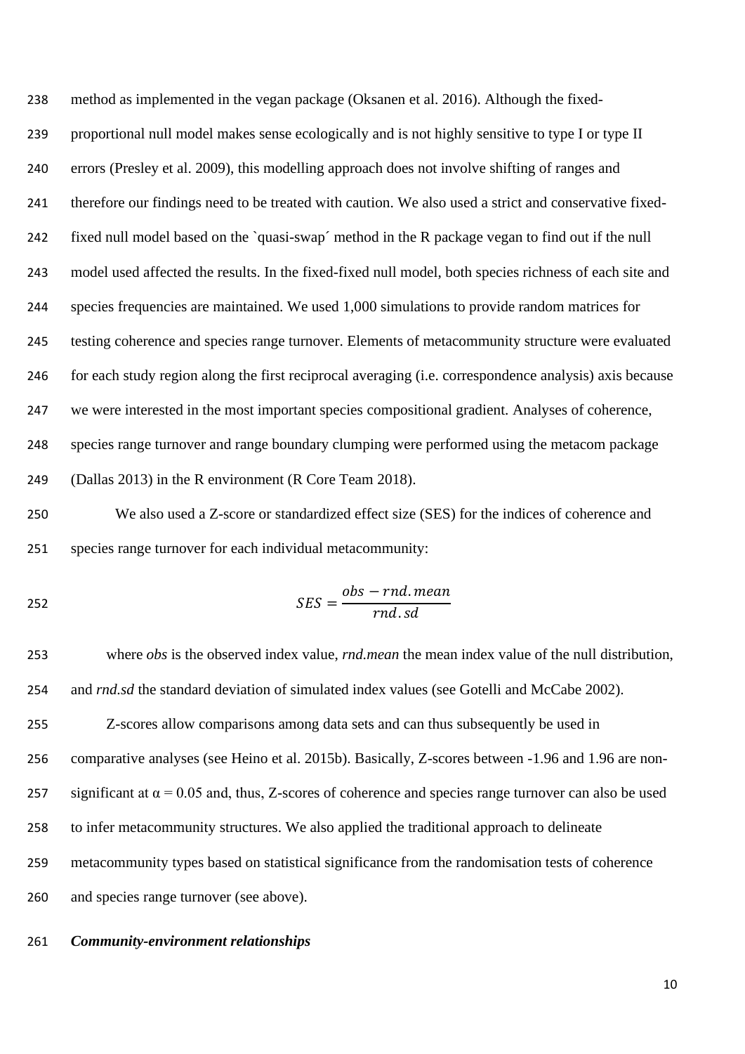method as implemented in the vegan package (Oksanen et al. 2016). Although the fixed-proportional null model makes sense ecologically and is not highly sensitive to type I or type II errors (Presley et al. 2009), this modelling approach does not involve shifting of ranges and therefore our findings need to be treated with caution. We also used a strict and conservative fixed-fixed null model based on the `quasi-swap´ method in the R package vegan to find out if the null model used affected the results. In the fixed-fixed null model, both species richness of each site and species frequencies are maintained. We used 1,000 simulations to provide random matrices for testing coherence and species range turnover. Elements of metacommunity structure were evaluated for each study region along the first reciprocal averaging (i.e. correspondence analysis) axis because we were interested in the most important species compositional gradient. Analyses of coherence, species range turnover and range boundary clumping were performed using the metacom package (Dallas 2013) in the R environment (R Core Team 2018).

We also used a Z-score or standardized effect size (SES) for the indices of coherence and species range turnover for each individual metacommunity:

$$SES = \frac{obs - rnd.mean}{rnd.sd}$$

where *obs* is the observed index value, *rnd.mean* the mean index value of the null distribution, and *rnd.sd* the standard deviation of simulated index values (see Gotelli and McCabe 2002).

Z-scores allow comparisons among data sets and can thus subsequently be used in comparative analyses (see Heino et al. 2015b). Basically, Z-scores between -1.96 and 1.96 are non-significant at $\alpha = 0.05$ and, thus, Z-scores of coherence and species range turnover can also be used to infer metacommunity structures. We also applied the traditional approach to delineate metacommunity types based on statistical significance from the randomisation tests of coherence and species range turnover (see above).

### *Community-environment relationships*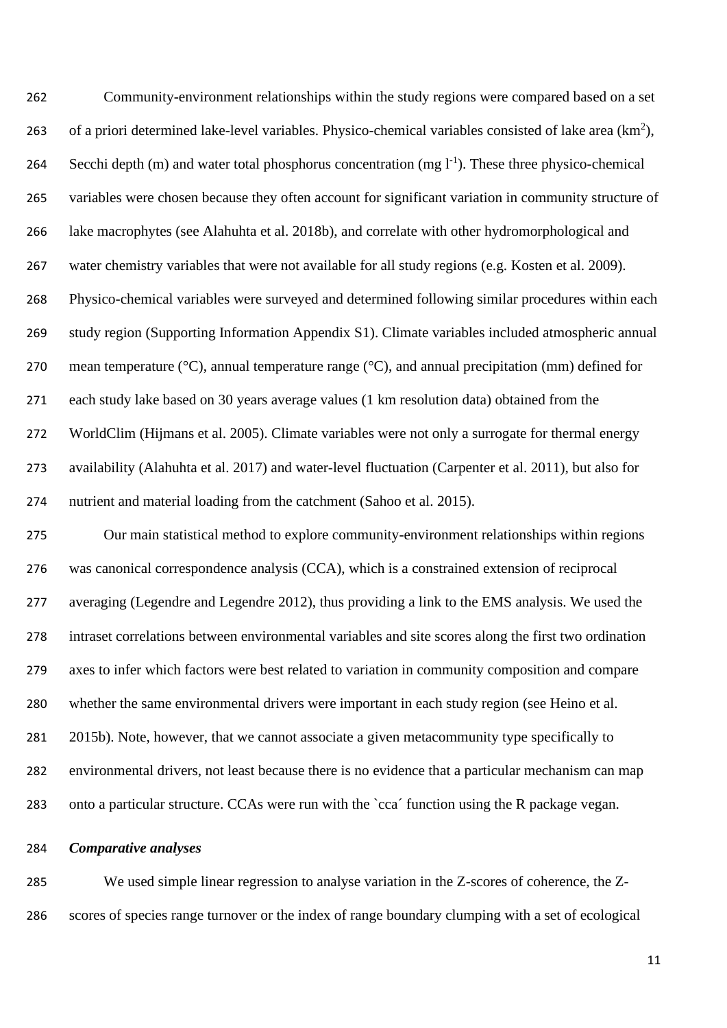Community-environment relationships within the study regions were compared based on a set of a priori determined lake-level variables. Physico-chemical variables consisted of lake area ($km^2$), Secchi depth (m) and water total phosphorus concentration (mg $l^{-1}$). These three physico-chemical variables were chosen because they often account for significant variation in community structure of lake macrophytes (see Alahuhta et al. 2018b), and correlate with other hydromorphological and water chemistry variables that were not available for all study regions (e.g. Kosten et al. 2009). Physico-chemical variables were surveyed and determined following similar procedures within each study region (Supporting Information Appendix S1). Climate variables included atmospheric annual mean temperature (°C), annual temperature range (°C), and annual precipitation (mm) defined for each study lake based on 30 years average values (1 km resolution data) obtained from the WorldClim (Hijmans et al. 2005). Climate variables were not only a surrogate for thermal energy availability (Alahuhta et al. 2017) and water-level fluctuation (Carpenter et al. 2011), but also for nutrient and material loading from the catchment (Sahoo et al. 2015).

Our main statistical method to explore community-environment relationships within regions was canonical correspondence analysis (CCA), which is a constrained extension of reciprocal averaging (Legendre and Legendre 2012), thus providing a link to the EMS analysis. We used the intraset correlations between environmental variables and site scores along the first two ordination axes to infer which factors were best related to variation in community composition and compare whether the same environmental drivers were important in each study region (see Heino et al. 2015b). Note, however, that we cannot associate a given metacommunity type specifically to environmental drivers, not least because there is no evidence that a particular mechanism can map onto a particular structure. CCAs were run with the `cca´ function using the R package vegan.

### *Comparative analyses*

We used simple linear regression to analyse variation in the Z-scores of coherence, the Z-scores of species range turnover or the index of range boundary clumping with a set of ecological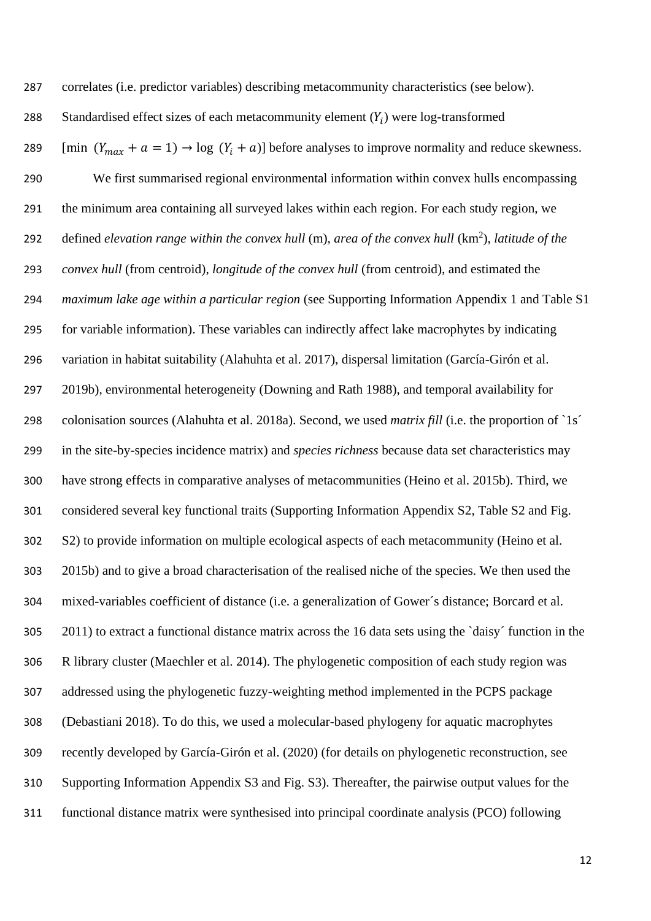correlates (i.e. predictor variables) describing metacommunity characteristics (see below). Standardised effect sizes of each metacommunity element ($Y_i$) were log-transformed [min $(Y_{max} + a = 1) \rightarrow \log\ (Y_i + a)$] before analyses to improve normality and reduce skewness.

We first summarised regional environmental information within convex hulls encompassing the minimum area containing all surveyed lakes within each region. For each study region, we defined *elevation range within the convex hull* (m), *area of the convex hull* (km$^2$), *latitude of the convex hull* (from centroid), *longitude of the convex hull* (from centroid), and estimated the *maximum lake age within a particular region* (see Supporting Information Appendix 1 and Table S1 for variable information). These variables can indirectly affect lake macrophytes by indicating variation in habitat suitability (Alahuhta et al. 2017), dispersal limitation (García-Girón et al. 2019b), environmental heterogeneity (Downing and Rath 1988), and temporal availability for colonisation sources (Alahuhta et al. 2018a). Second, we used *matrix fill* (i.e. the proportion of `1s´ in the site-by-species incidence matrix) and *species richness* because data set characteristics may have strong effects in comparative analyses of metacommunities (Heino et al. 2015b). Third, we considered several key functional traits (Supporting Information Appendix S2, Table S2 and Fig. S2) to provide information on multiple ecological aspects of each metacommunity (Heino et al. 2015b) and to give a broad characterisation of the realised niche of the species. We then used the mixed-variables coefficient of distance (i.e. a generalization of Gower´s distance; Borcard et al. 2011) to extract a functional distance matrix across the 16 data sets using the `daisy´ function in the R library cluster (Maechler et al. 2014). The phylogenetic composition of each study region was addressed using the phylogenetic fuzzy-weighting method implemented in the PCPS package (Debastiani 2018). To do this, we used a molecular-based phylogeny for aquatic macrophytes recently developed by García-Girón et al. (2020) (for details on phylogenetic reconstruction, see Supporting Information Appendix S3 and Fig. S3). Thereafter, the pairwise output values for the functional distance matrix were synthesised into principal coordinate analysis (PCO) following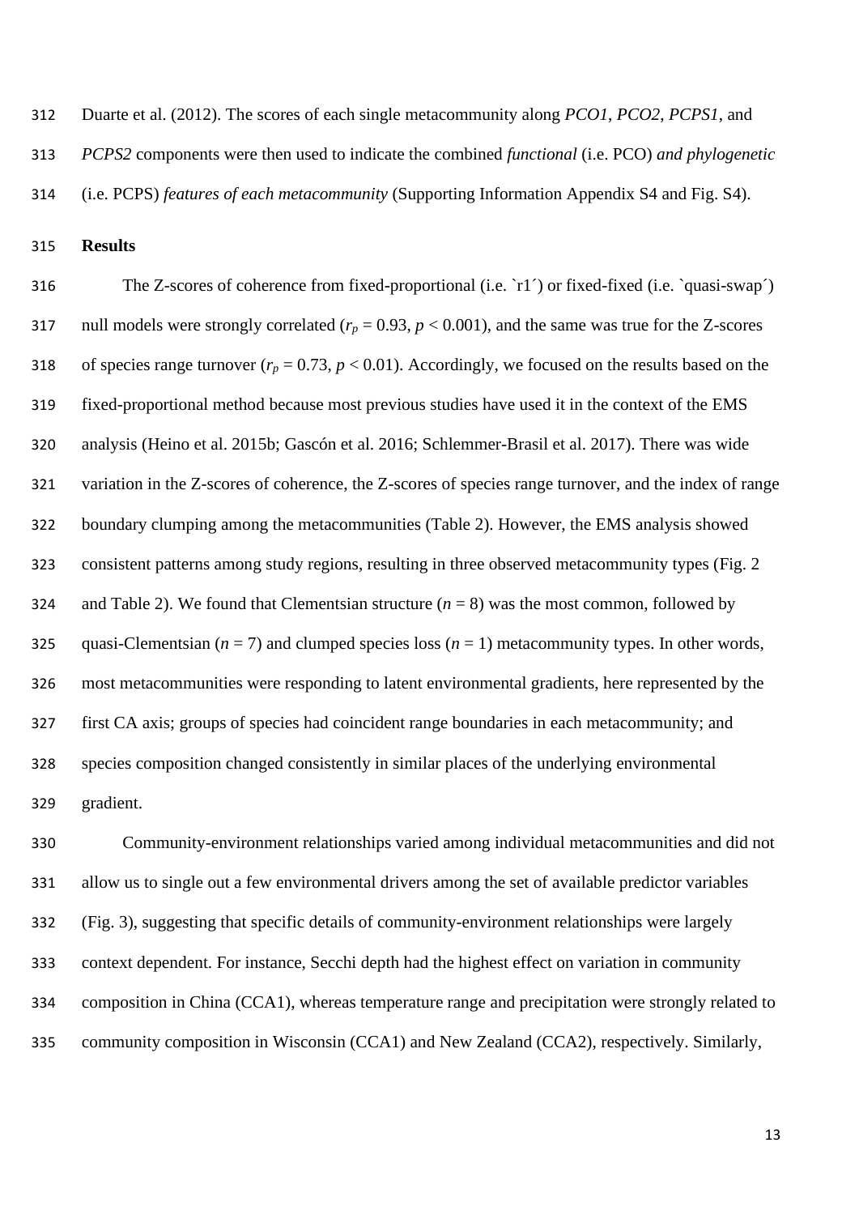Duarte et al. (2012). The scores of each single metacommunity along *PCO1*, *PCO2*, *PCPS1*, and *PCPS2* components were then used to indicate the combined *functional* (i.e. PCO) *and phylogenetic* (i.e. PCPS) *features of each metacommunity* (Supporting Information Appendix S4 and Fig. S4).

## Results

The Z-scores of coherence from fixed-proportional (i.e. `r1´) or fixed-fixed (i.e. `quasi-swap´) null models were strongly correlated ($r_p = 0.93$, $p < 0.001$), and the same was true for the Z-scores of species range turnover ($r_p = 0.73$, $p < 0.01$). Accordingly, we focused on the results based on the fixed-proportional method because most previous studies have used it in the context of the EMS analysis (Heino et al. 2015b; Gascón et al. 2016; Schlemmer-Brasil et al. 2017). There was wide variation in the Z-scores of coherence, the Z-scores of species range turnover, and the index of range boundary clumping among the metacommunities (Table 2). However, the EMS analysis showed consistent patterns among study regions, resulting in three observed metacommunity types (Fig. 2 and Table 2). We found that Clementsian structure ($n = 8$) was the most common, followed by quasi-Clementsian ($n = 7$) and clumped species loss ($n = 1$) metacommunity types. In other words, most metacommunities were responding to latent environmental gradients, here represented by the first CA axis; groups of species had coincident range boundaries in each metacommunity; and species composition changed consistently in similar places of the underlying environmental gradient.

Community-environment relationships varied among individual metacommunities and did not allow us to single out a few environmental drivers among the set of available predictor variables (Fig. 3), suggesting that specific details of community-environment relationships were largely context dependent. For instance, Secchi depth had the highest effect on variation in community composition in China (CCA1), whereas temperature range and precipitation were strongly related to community composition in Wisconsin (CCA1) and New Zealand (CCA2), respectively. Similarly,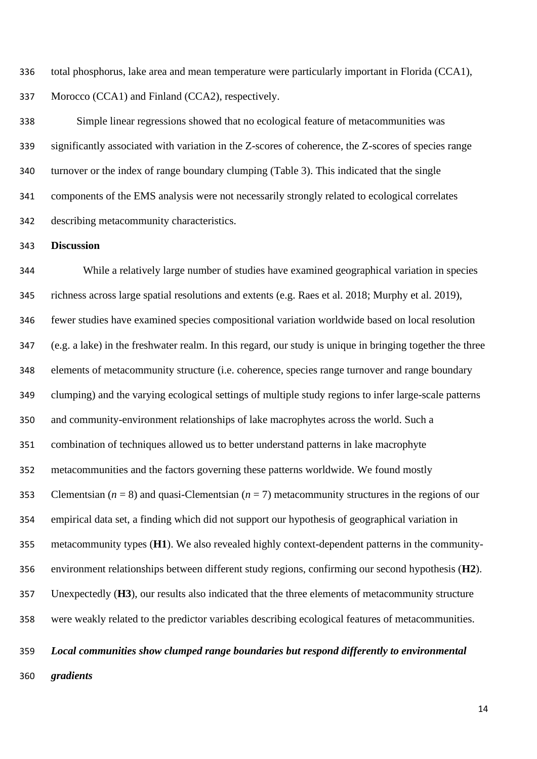total phosphorus, lake area and mean temperature were particularly important in Florida (CCA1), Morocco (CCA1) and Finland (CCA2), respectively.

Simple linear regressions showed that no ecological feature of metacommunities was significantly associated with variation in the Z-scores of coherence, the Z-scores of species range turnover or the index of range boundary clumping (Table 3). This indicated that the single components of the EMS analysis were not necessarily strongly related to ecological correlates describing metacommunity characteristics.

## Discussion

While a relatively large number of studies have examined geographical variation in species richness across large spatial resolutions and extents (e.g. Raes et al. 2018; Murphy et al. 2019), fewer studies have examined species compositional variation worldwide based on local resolution (e.g. a lake) in the freshwater realm. In this regard, our study is unique in bringing together the three elements of metacommunity structure (i.e. coherence, species range turnover and range boundary clumping) and the varying ecological settings of multiple study regions to infer large-scale patterns and community-environment relationships of lake macrophytes across the world. Such a combination of techniques allowed us to better understand patterns in lake macrophyte metacommunities and the factors governing these patterns worldwide. We found mostly Clementsian ($n = 8$) and quasi-Clementsian ($n = 7$) metacommunity structures in the regions of our empirical data set, a finding which did not support our hypothesis of geographical variation in metacommunity types (**H1**). We also revealed highly context-dependent patterns in the community-environment relationships between different study regions, confirming our second hypothesis (**H2**). Unexpectedly (**H3**), our results also indicated that the three elements of metacommunity structure were weakly related to the predictor variables describing ecological features of metacommunities.

### *Local communities show clumped range boundaries but respond differently to environmental gradients*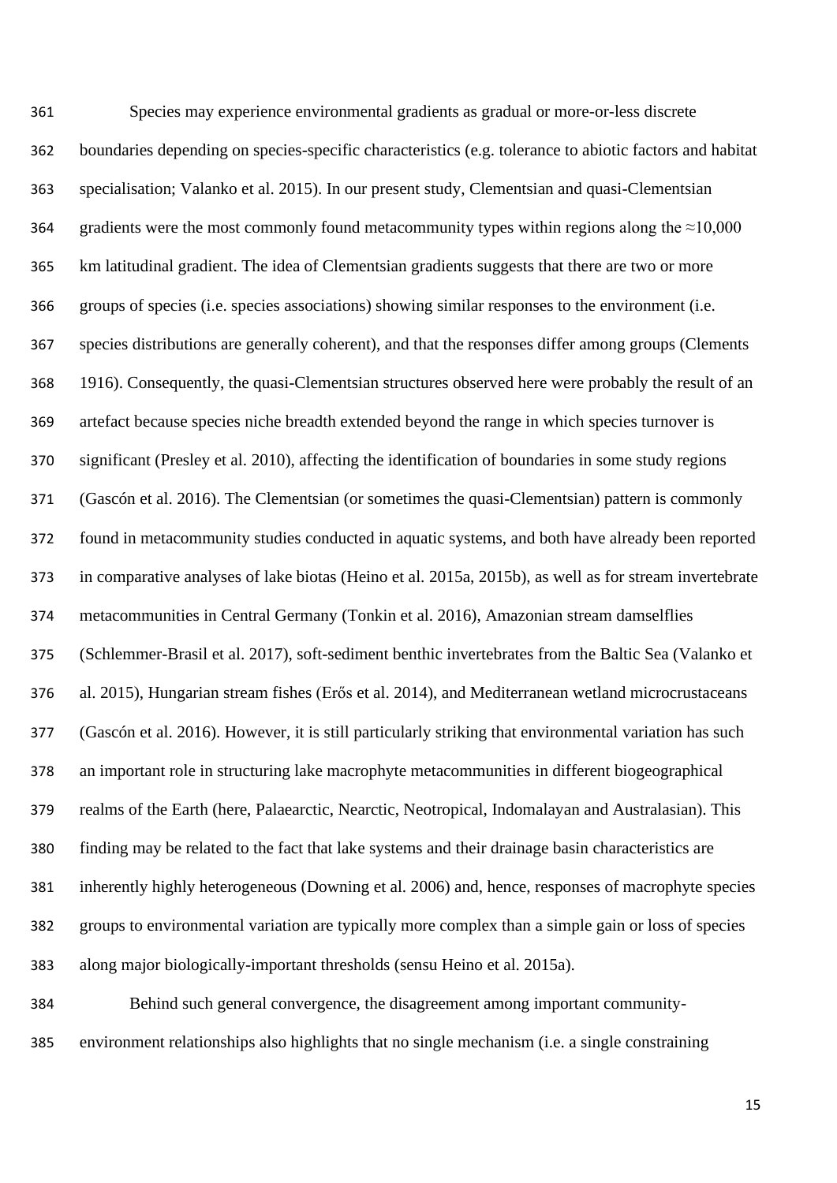Species may experience environmental gradients as gradual or more-or-less discrete boundaries depending on species-specific characteristics (e.g. tolerance to abiotic factors and habitat specialisation; Valanko et al. 2015). In our present study, Clementsian and quasi-Clementsian gradients were the most commonly found metacommunity types within regions along the ≈10,000 km latitudinal gradient. The idea of Clementsian gradients suggests that there are two or more groups of species (i.e. species associations) showing similar responses to the environment (i.e. species distributions are generally coherent), and that the responses differ among groups (Clements 1916). Consequently, the quasi-Clementsian structures observed here were probably the result of an artefact because species niche breadth extended beyond the range in which species turnover is significant (Presley et al. 2010), affecting the identification of boundaries in some study regions (Gascón et al. 2016). The Clementsian (or sometimes the quasi-Clementsian) pattern is commonly found in metacommunity studies conducted in aquatic systems, and both have already been reported in comparative analyses of lake biotas (Heino et al. 2015a, 2015b), as well as for stream invertebrate metacommunities in Central Germany (Tonkin et al. 2016), Amazonian stream damselflies (Schlemmer-Brasil et al. 2017), soft-sediment benthic invertebrates from the Baltic Sea (Valanko et al. 2015), Hungarian stream fishes (Erős et al. 2014), and Mediterranean wetland microcrustaceans (Gascón et al. 2016). However, it is still particularly striking that environmental variation has such an important role in structuring lake macrophyte metacommunities in different biogeographical realms of the Earth (here, Palaearctic, Nearctic, Neotropical, Indomalayan and Australasian). This finding may be related to the fact that lake systems and their drainage basin characteristics are inherently highly heterogeneous (Downing et al. 2006) and, hence, responses of macrophyte species groups to environmental variation are typically more complex than a simple gain or loss of species along major biologically-important thresholds (sensu Heino et al. 2015a).

Behind such general convergence, the disagreement among important community-environment relationships also highlights that no single mechanism (i.e. a single constraining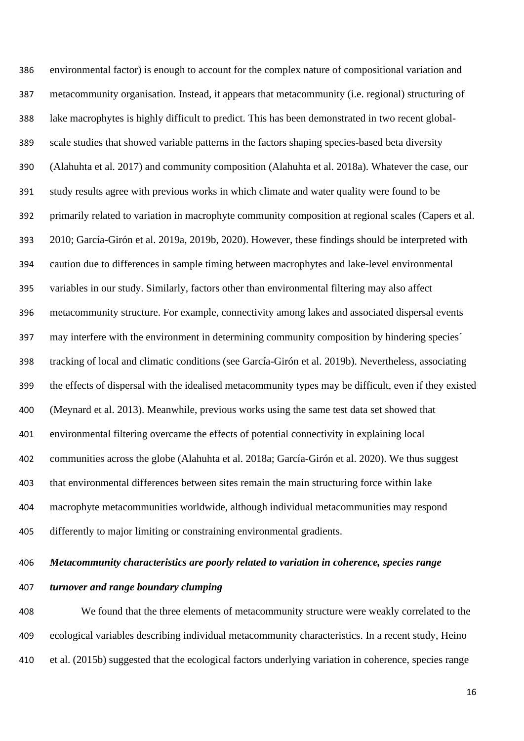environmental factor) is enough to account for the complex nature of compositional variation and metacommunity organisation. Instead, it appears that metacommunity (i.e. regional) structuring of lake macrophytes is highly difficult to predict. This has been demonstrated in two recent global-scale studies that showed variable patterns in the factors shaping species-based beta diversity (Alahuhta et al. 2017) and community composition (Alahuhta et al. 2018a). Whatever the case, our study results agree with previous works in which climate and water quality were found to be primarily related to variation in macrophyte community composition at regional scales (Capers et al. 2010; García-Girón et al. 2019a, 2019b, 2020). However, these findings should be interpreted with caution due to differences in sample timing between macrophytes and lake-level environmental variables in our study. Similarly, factors other than environmental filtering may also affect metacommunity structure. For example, connectivity among lakes and associated dispersal events may interfere with the environment in determining community composition by hindering species´ tracking of local and climatic conditions (see García-Girón et al. 2019b). Nevertheless, associating the effects of dispersal with the idealised metacommunity types may be difficult, even if they existed (Meynard et al. 2013). Meanwhile, previous works using the same test data set showed that environmental filtering overcame the effects of potential connectivity in explaining local communities across the globe (Alahuhta et al. 2018a; García-Girón et al. 2020). We thus suggest that environmental differences between sites remain the main structuring force within lake macrophyte metacommunities worldwide, although individual metacommunities may respond differently to major limiting or constraining environmental gradients.

***Metacommunity characteristics are poorly related to variation in coherence, species range turnover and range boundary clumping***

We found that the three elements of metacommunity structure were weakly correlated to the ecological variables describing individual metacommunity characteristics. In a recent study, Heino et al. (2015b) suggested that the ecological factors underlying variation in coherence, species range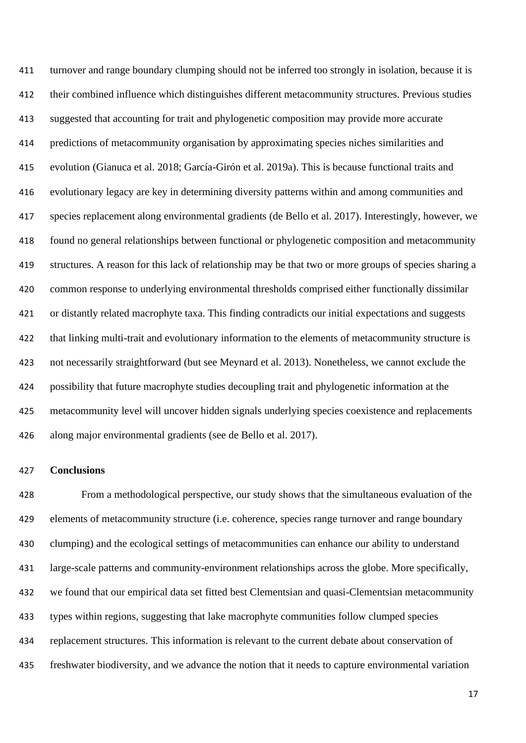turnover and range boundary clumping should not be inferred too strongly in isolation, because it is their combined influence which distinguishes different metacommunity structures. Previous studies suggested that accounting for trait and phylogenetic composition may provide more accurate predictions of metacommunity organisation by approximating species niches similarities and evolution (Gianuca et al. 2018; García-Girón et al. 2019a). This is because functional traits and evolutionary legacy are key in determining diversity patterns within and among communities and species replacement along environmental gradients (de Bello et al. 2017). Interestingly, however, we found no general relationships between functional or phylogenetic composition and metacommunity structures. A reason for this lack of relationship may be that two or more groups of species sharing a common response to underlying environmental thresholds comprised either functionally dissimilar or distantly related macrophyte taxa. This finding contradicts our initial expectations and suggests that linking multi-trait and evolutionary information to the elements of metacommunity structure is not necessarily straightforward (but see Meynard et al. 2013). Nonetheless, we cannot exclude the possibility that future macrophyte studies decoupling trait and phylogenetic information at the metacommunity level will uncover hidden signals underlying species coexistence and replacements along major environmental gradients (see de Bello et al. 2017).

## Conclusions

From a methodological perspective, our study shows that the simultaneous evaluation of the elements of metacommunity structure (i.e. coherence, species range turnover and range boundary clumping) and the ecological settings of metacommunities can enhance our ability to understand large-scale patterns and community-environment relationships across the globe. More specifically, we found that our empirical data set fitted best Clementsian and quasi-Clementsian metacommunity types within regions, suggesting that lake macrophyte communities follow clumped species replacement structures. This information is relevant to the current debate about conservation of freshwater biodiversity, and we advance the notion that it needs to capture environmental variation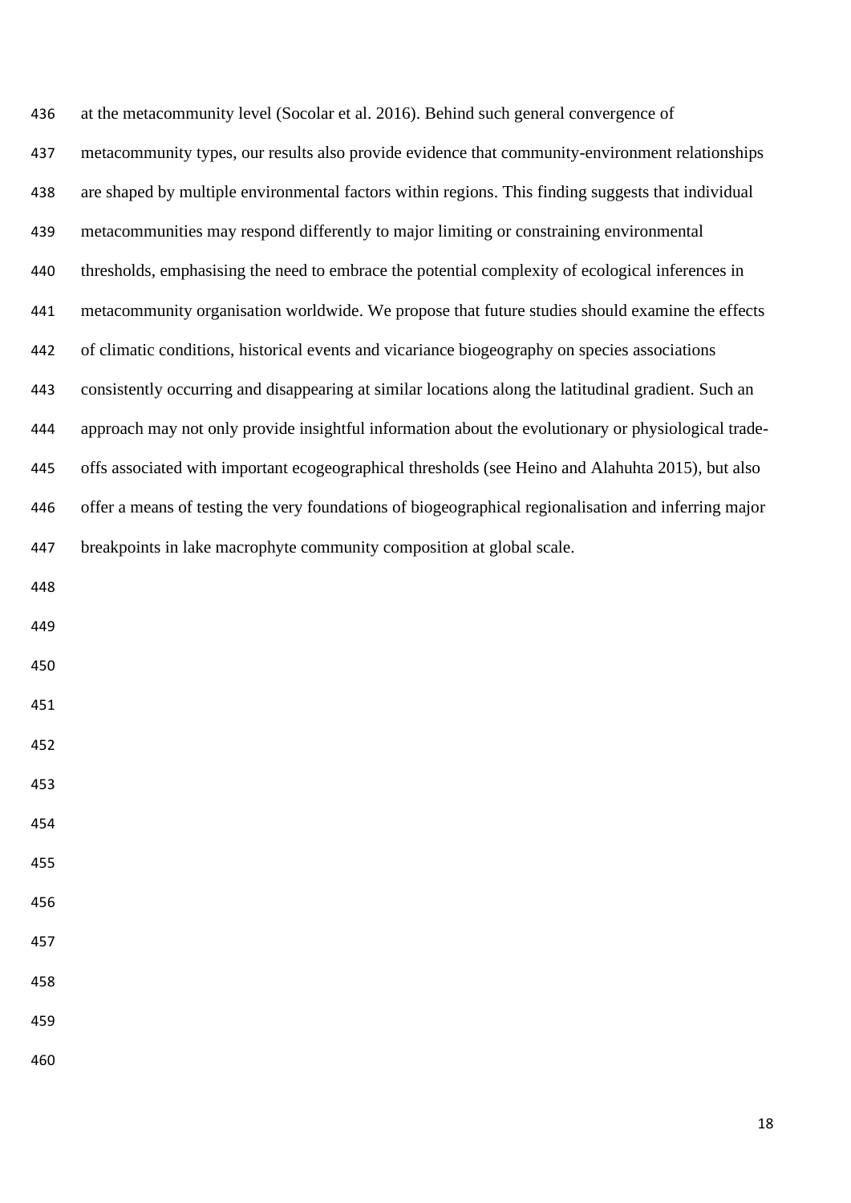at the metacommunity level (Socolar et al. 2016). Behind such general convergence of metacommunity types, our results also provide evidence that community-environment relationships are shaped by multiple environmental factors within regions. This finding suggests that individual metacommunities may respond differently to major limiting or constraining environmental thresholds, emphasising the need to embrace the potential complexity of ecological inferences in metacommunity organisation worldwide. We propose that future studies should examine the effects of climatic conditions, historical events and vicariance biogeography on species associations consistently occurring and disappearing at similar locations along the latitudinal gradient. Such an approach may not only provide insightful information about the evolutionary or physiological trade-offs associated with important ecogeographical thresholds (see Heino and Alahuhta 2015), but also offer a means of testing the very foundations of biogeographical regionalisation and inferring major breakpoints in lake macrophyte community composition at global scale.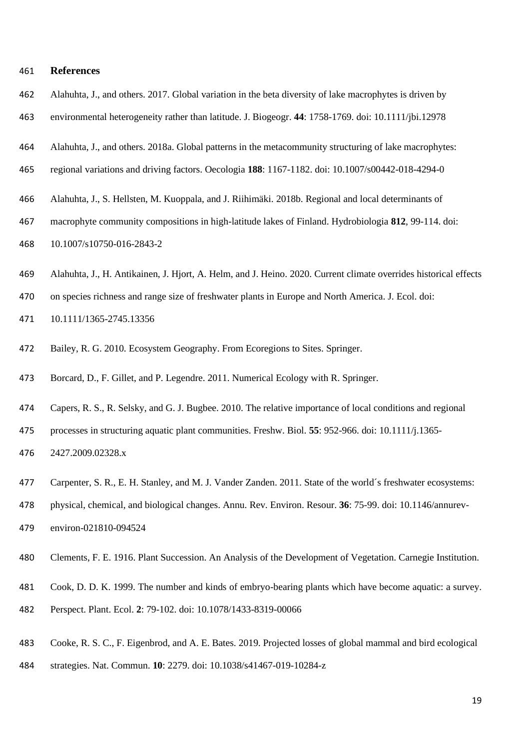## References

Alahuhta, J., and others. 2017. Global variation in the beta diversity of lake macrophytes is driven by environmental heterogeneity rather than latitude. J. Biogeogr. **44**: 1758-1769. doi: 10.1111/jbi.12978

Alahuhta, J., and others. 2018a. Global patterns in the metacommunity structuring of lake macrophytes: regional variations and driving factors. Oecologia **188**: 1167-1182. doi: 10.1007/s00442-018-4294-0

Alahuhta, J., S. Hellsten, M. Kuoppala, and J. Riihimäki. 2018b. Regional and local determinants of macrophyte community compositions in high-latitude lakes of Finland. Hydrobiologia **812**, 99-114. doi: 10.1007/s10750-016-2843-2

Alahuhta, J., H. Antikainen, J. Hjort, A. Helm, and J. Heino. 2020. Current climate overrides historical effects on species richness and range size of freshwater plants in Europe and North America. J. Ecol. doi: 10.1111/1365-2745.13356

Bailey, R. G. 2010. Ecosystem Geography. From Ecoregions to Sites. Springer.

Borcard, D., F. Gillet, and P. Legendre. 2011. Numerical Ecology with R. Springer.

Capers, R. S., R. Selsky, and G. J. Bugbee. 2010. The relative importance of local conditions and regional processes in structuring aquatic plant communities. Freshw. Biol. **55**: 952-966. doi: 10.1111/j.1365-2427.2009.02328.x

Carpenter, S. R., E. H. Stanley, and M. J. Vander Zanden. 2011. State of the world´s freshwater ecosystems: physical, chemical, and biological changes. Annu. Rev. Environ. Resour. **36**: 75-99. doi: 10.1146/annurev-environ-021810-094524

Clements, F. E. 1916. Plant Succession. An Analysis of the Development of Vegetation. Carnegie Institution.

Cook, D. D. K. 1999. The number and kinds of embryo-bearing plants which have become aquatic: a survey. Perspect. Plant. Ecol. **2**: 79-102. doi: 10.1078/1433-8319-00066

Cooke, R. S. C., F. Eigenbrod, and A. E. Bates. 2019. Projected losses of global mammal and bird ecological strategies. Nat. Commun. **10**: 2279. doi: 10.1038/s41467-019-10284-z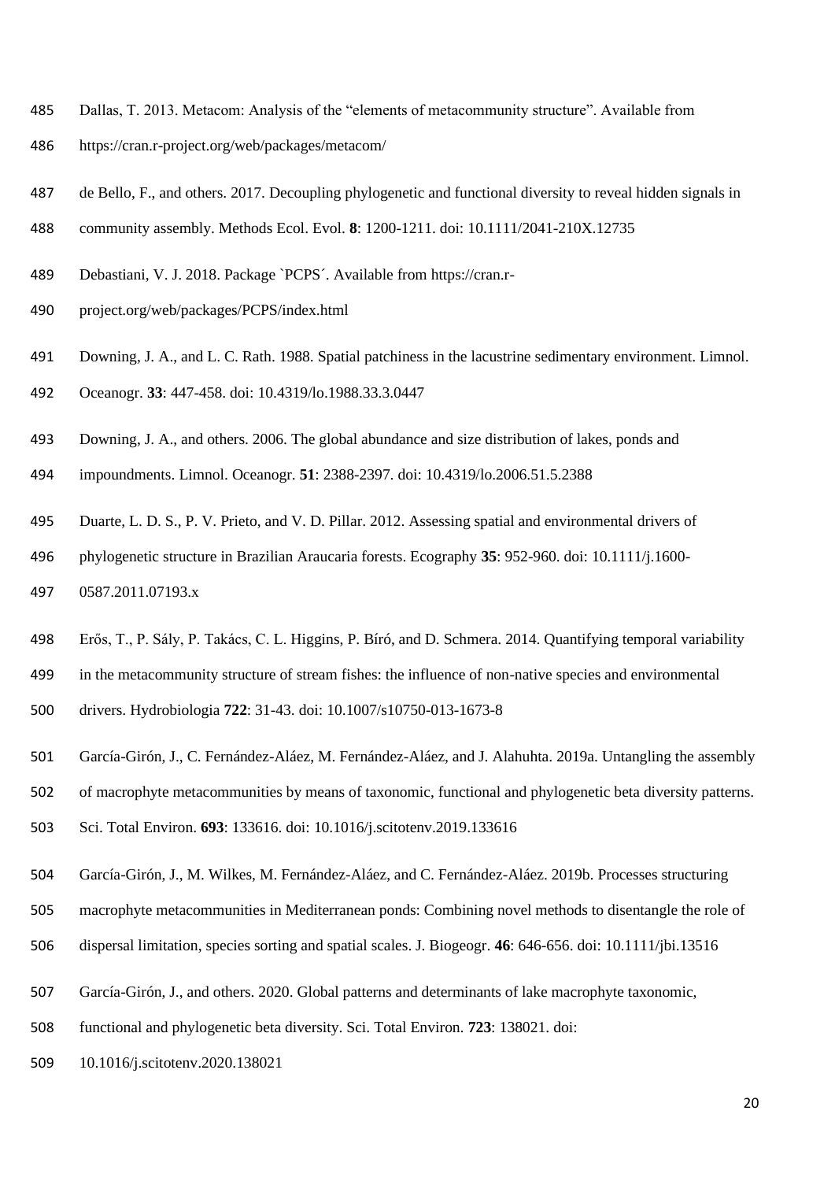Dallas, T. 2013. Metacom: Analysis of the "elements of metacommunity structure". Available from https://cran.r-project.org/web/packages/metacom/

de Bello, F., and others. 2017. Decoupling phylogenetic and functional diversity to reveal hidden signals in community assembly. Methods Ecol. Evol. **8**: 1200-1211. doi: 10.1111/2041-210X.12735

Debastiani, V. J. 2018. Package `PCPS´. Available from https://cran.r-project.org/web/packages/PCPS/index.html

Downing, J. A., and L. C. Rath. 1988. Spatial patchiness in the lacustrine sedimentary environment. Limnol. Oceanogr. **33**: 447-458. doi: 10.4319/lo.1988.33.3.0447

Downing, J. A., and others. 2006. The global abundance and size distribution of lakes, ponds and impoundments. Limnol. Oceanogr. **51**: 2388-2397. doi: 10.4319/lo.2006.51.5.2388

Duarte, L. D. S., P. V. Prieto, and V. D. Pillar. 2012. Assessing spatial and environmental drivers of phylogenetic structure in Brazilian Araucaria forests. Ecography **35**: 952-960. doi: 10.1111/j.1600-0587.2011.07193.x

Erős, T., P. Sály, P. Takács, C. L. Higgins, P. Bíró, and D. Schmera. 2014. Quantifying temporal variability in the metacommunity structure of stream fishes: the influence of non-native species and environmental drivers. Hydrobiologia **722**: 31-43. doi: 10.1007/s10750-013-1673-8

García-Girón, J., C. Fernández-Aláez, M. Fernández-Aláez, and J. Alahuhta. 2019a. Untangling the assembly of macrophyte metacommunities by means of taxonomic, functional and phylogenetic beta diversity patterns. Sci. Total Environ. **693**: 133616. doi: 10.1016/j.scitotenv.2019.133616

García-Girón, J., M. Wilkes, M. Fernández-Aláez, and C. Fernández-Aláez. 2019b. Processes structuring macrophyte metacommunities in Mediterranean ponds: Combining novel methods to disentangle the role of dispersal limitation, species sorting and spatial scales. J. Biogeogr. **46**: 646-656. doi: 10.1111/jbi.13516

García-Girón, J., and others. 2020. Global patterns and determinants of lake macrophyte taxonomic, functional and phylogenetic beta diversity. Sci. Total Environ. **723**: 138021. doi: 10.1016/j.scitotenv.2020.138021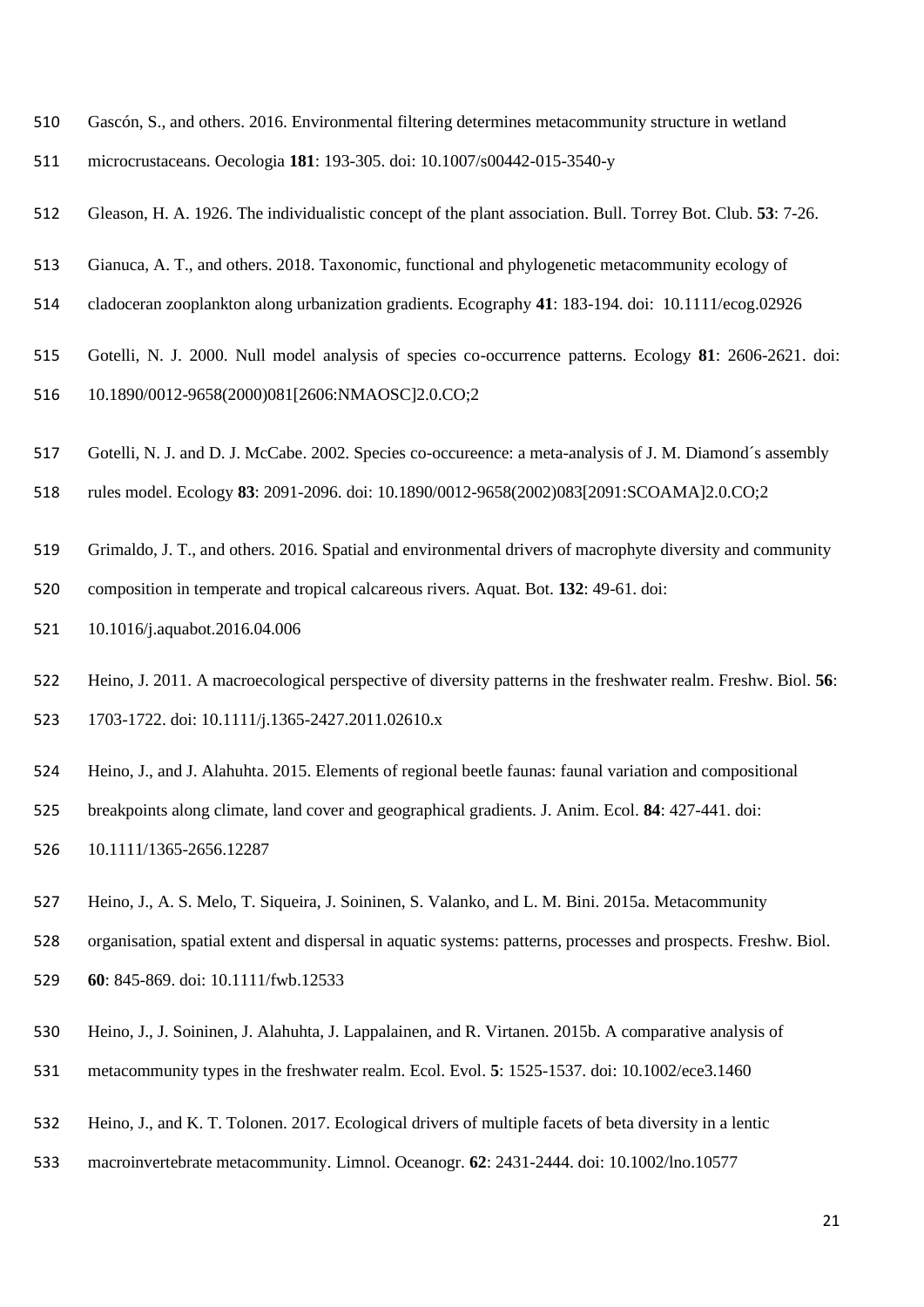Gascón, S., and others. 2016. Environmental filtering determines metacommunity structure in wetland microcrustaceans. Oecologia **181**: 193-305. doi: 10.1007/s00442-015-3540-y

Gleason, H. A. 1926. The individualistic concept of the plant association. Bull. Torrey Bot. Club. **53**: 7-26.

Gianuca, A. T., and others. 2018. Taxonomic, functional and phylogenetic metacommunity ecology of cladoceran zooplankton along urbanization gradients. Ecography **41**: 183-194. doi: 10.1111/ecog.02926

Gotelli, N. J. 2000. Null model analysis of species co-occurrence patterns. Ecology **81**: 2606-2621. doi: 10.1890/0012-9658(2000)081[2606:NMAOSC]2.0.CO;2

Gotelli, N. J. and D. J. McCabe. 2002. Species co-occureence: a meta-analysis of J. M. Diamond´s assembly rules model. Ecology **83**: 2091-2096. doi: 10.1890/0012-9658(2002)083[2091:SCOAMA]2.0.CO;2

Grimaldo, J. T., and others. 2016. Spatial and environmental drivers of macrophyte diversity and community composition in temperate and tropical calcareous rivers. Aquat. Bot. **132**: 49-61. doi: 10.1016/j.aquabot.2016.04.006

Heino, J. 2011. A macroecological perspective of diversity patterns in the freshwater realm. Freshw. Biol. **56**: 1703-1722. doi: 10.1111/j.1365-2427.2011.02610.x

Heino, J., and J. Alahuhta. 2015. Elements of regional beetle faunas: faunal variation and compositional breakpoints along climate, land cover and geographical gradients. J. Anim. Ecol. **84**: 427-441. doi: 10.1111/1365-2656.12287

Heino, J., A. S. Melo, T. Siqueira, J. Soininen, S. Valanko, and L. M. Bini. 2015a. Metacommunity organisation, spatial extent and dispersal in aquatic systems: patterns, processes and prospects. Freshw. Biol. **60**: 845-869. doi: 10.1111/fwb.12533

Heino, J., J. Soininen, J. Alahuhta, J. Lappalainen, and R. Virtanen. 2015b. A comparative analysis of metacommunity types in the freshwater realm. Ecol. Evol. **5**: 1525-1537. doi: 10.1002/ece3.1460

Heino, J., and K. T. Tolonen. 2017. Ecological drivers of multiple facets of beta diversity in a lentic macroinvertebrate metacommunity. Limnol. Oceanogr. **62**: 2431-2444. doi: 10.1002/lno.10577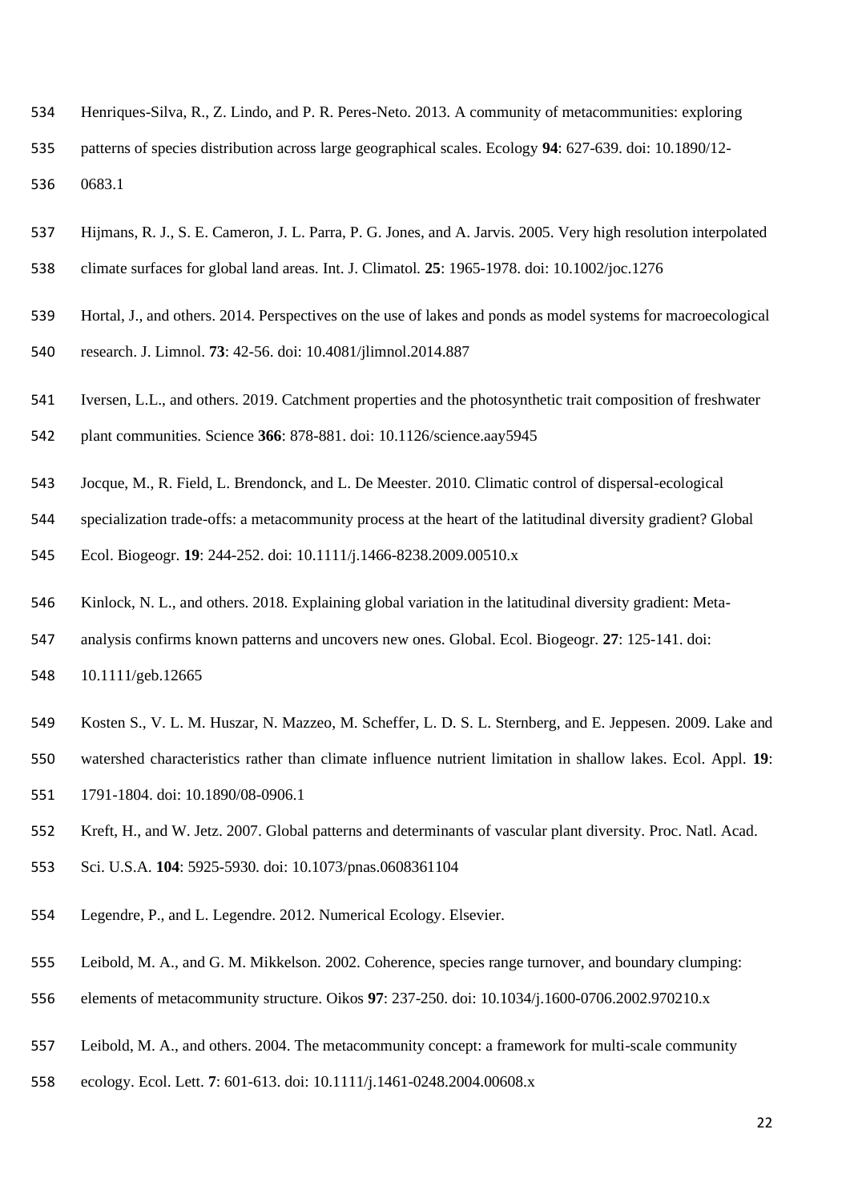Henriques-Silva, R., Z. Lindo, and P. R. Peres-Neto. 2013. A community of metacommunities: exploring patterns of species distribution across large geographical scales. Ecology **94**: 627-639. doi: 10.1890/12-0683.1

Hijmans, R. J., S. E. Cameron, J. L. Parra, P. G. Jones, and A. Jarvis. 2005. Very high resolution interpolated climate surfaces for global land areas. Int. J. Climatol. **25**: 1965-1978. doi: 10.1002/joc.1276

Hortal, J., and others. 2014. Perspectives on the use of lakes and ponds as model systems for macroecological research. J. Limnol. **73**: 42-56. doi: 10.4081/jlimnol.2014.887

Iversen, L.L., and others. 2019. Catchment properties and the photosynthetic trait composition of freshwater plant communities. Science **366**: 878-881. doi: 10.1126/science.aay5945

Jocque, M., R. Field, L. Brendonck, and L. De Meester. 2010. Climatic control of dispersal-ecological specialization trade-offs: a metacommunity process at the heart of the latitudinal diversity gradient? Global Ecol. Biogeogr. **19**: 244-252. doi: 10.1111/j.1466-8238.2009.00510.x

Kinlock, N. L., and others. 2018. Explaining global variation in the latitudinal diversity gradient: Meta-analysis confirms known patterns and uncovers new ones. Global. Ecol. Biogeogr. **27**: 125-141. doi: 10.1111/geb.12665

Kosten S., V. L. M. Huszar, N. Mazzeo, M. Scheffer, L. D. S. L. Sternberg, and E. Jeppesen. 2009. Lake and watershed characteristics rather than climate influence nutrient limitation in shallow lakes. Ecol. Appl. **19**: 1791-1804. doi: 10.1890/08-0906.1

Kreft, H., and W. Jetz. 2007. Global patterns and determinants of vascular plant diversity. Proc. Natl. Acad. Sci. U.S.A. **104**: 5925-5930. doi: 10.1073/pnas.0608361104

Legendre, P., and L. Legendre. 2012. Numerical Ecology. Elsevier.

Leibold, M. A., and G. M. Mikkelson. 2002. Coherence, species range turnover, and boundary clumping: elements of metacommunity structure. Oikos **97**: 237-250. doi: 10.1034/j.1600-0706.2002.970210.x

Leibold, M. A., and others. 2004. The metacommunity concept: a framework for multi-scale community ecology. Ecol. Lett. **7**: 601-613. doi: 10.1111/j.1461-0248.2004.00608.x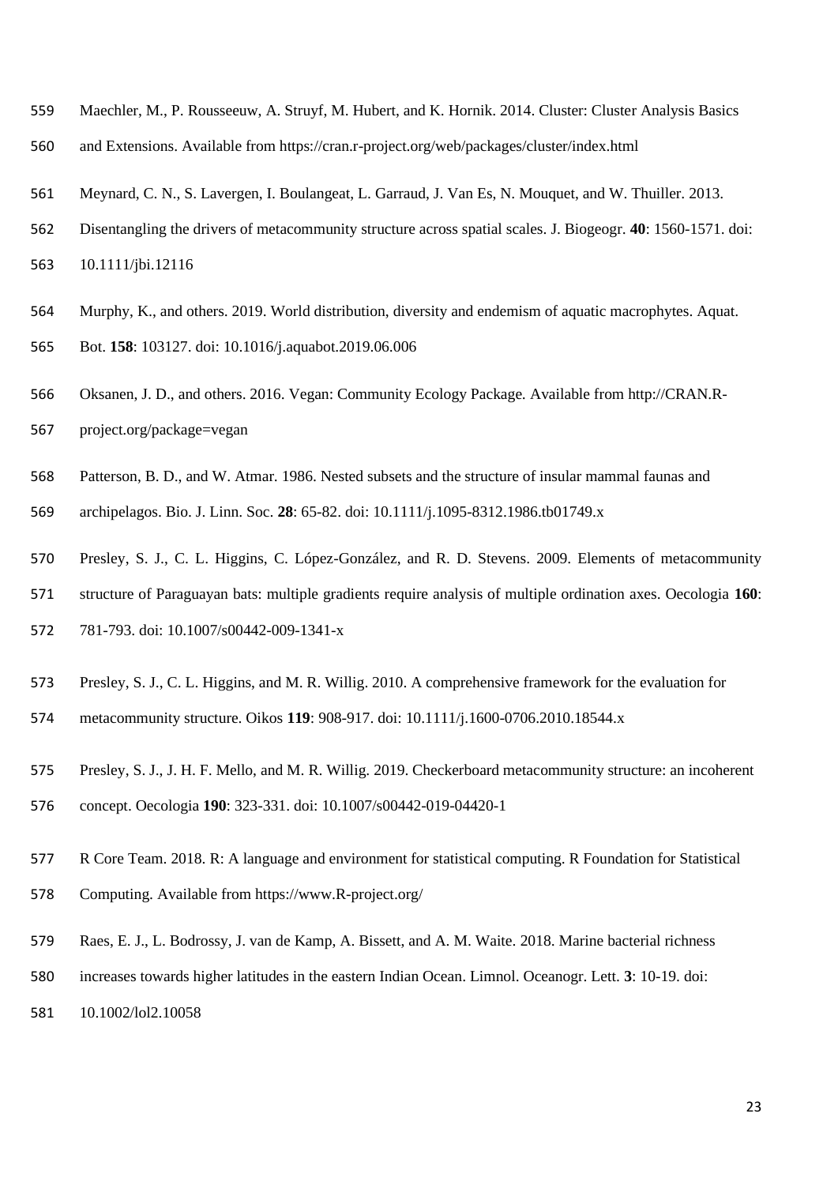Maechler, M., P. Rousseeuw, A. Struyf, M. Hubert, and K. Hornik. 2014. Cluster: Cluster Analysis Basics and Extensions. Available from https://cran.r-project.org/web/packages/cluster/index.html

Meynard, C. N., S. Lavergen, I. Boulangeat, L. Garraud, J. Van Es, N. Mouquet, and W. Thuiller. 2013. Disentangling the drivers of metacommunity structure across spatial scales. J. Biogeogr. **40**: 1560-1571. doi: 10.1111/jbi.12116

Murphy, K., and others. 2019. World distribution, diversity and endemism of aquatic macrophytes. Aquat. Bot. **158**: 103127. doi: 10.1016/j.aquabot.2019.06.006

Oksanen, J. D., and others. 2016. Vegan: Community Ecology Package. Available from http://CRAN.R-project.org/package=vegan

Patterson, B. D., and W. Atmar. 1986. Nested subsets and the structure of insular mammal faunas and archipelagos. Bio. J. Linn. Soc. **28**: 65-82. doi: 10.1111/j.1095-8312.1986.tb01749.x

Presley, S. J., C. L. Higgins, C. López-González, and R. D. Stevens. 2009. Elements of metacommunity structure of Paraguayan bats: multiple gradients require analysis of multiple ordination axes. Oecologia **160**: 781-793. doi: 10.1007/s00442-009-1341-x

Presley, S. J., C. L. Higgins, and M. R. Willig. 2010. A comprehensive framework for the evaluation for metacommunity structure. Oikos **119**: 908-917. doi: 10.1111/j.1600-0706.2010.18544.x

Presley, S. J., J. H. F. Mello, and M. R. Willig. 2019. Checkerboard metacommunity structure: an incoherent concept. Oecologia **190**: 323-331. doi: 10.1007/s00442-019-04420-1

R Core Team. 2018. R: A language and environment for statistical computing. R Foundation for Statistical Computing. Available from https://www.R-project.org/

Raes, E. J., L. Bodrossy, J. van de Kamp, A. Bissett, and A. M. Waite. 2018. Marine bacterial richness increases towards higher latitudes in the eastern Indian Ocean. Limnol. Oceanogr. Lett. **3**: 10-19. doi: 10.1002/lol2.10058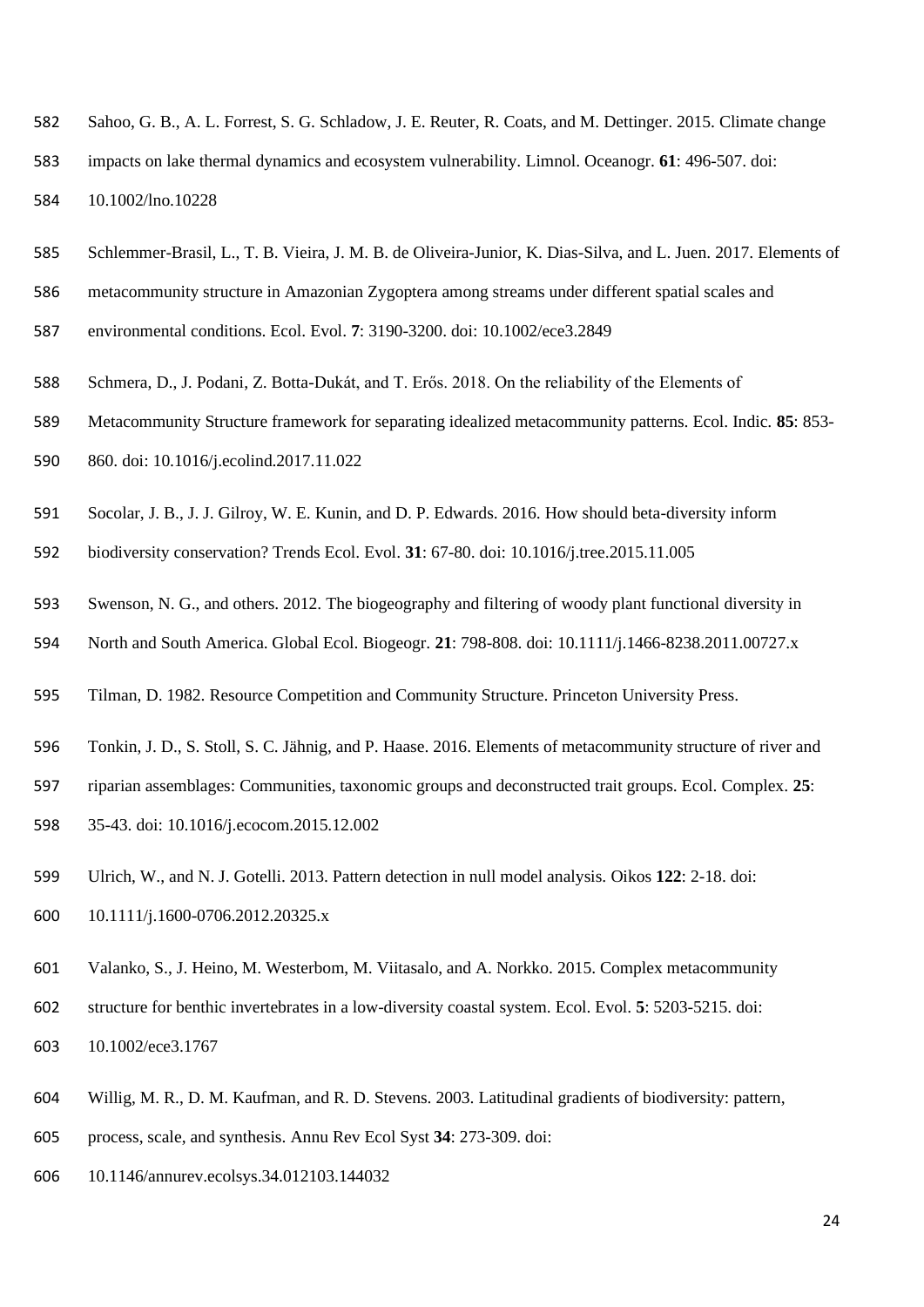Sahoo, G. B., A. L. Forrest, S. G. Schladow, J. E. Reuter, R. Coats, and M. Dettinger. 2015. Climate change impacts on lake thermal dynamics and ecosystem vulnerability. Limnol. Oceanogr. **61**: 496-507. doi: 10.1002/lno.10228

Schlemmer-Brasil, L., T. B. Vieira, J. M. B. de Oliveira-Junior, K. Dias-Silva, and L. Juen. 2017. Elements of metacommunity structure in Amazonian Zygoptera among streams under different spatial scales and environmental conditions. Ecol. Evol. **7**: 3190-3200. doi: 10.1002/ece3.2849

Schmera, D., J. Podani, Z. Botta-Dukát, and T. Erős. 2018. On the reliability of the Elements of Metacommunity Structure framework for separating idealized metacommunity patterns. Ecol. Indic. **85**: 853-860. doi: 10.1016/j.ecolind.2017.11.022

Socolar, J. B., J. J. Gilroy, W. E. Kunin, and D. P. Edwards. 2016. How should beta-diversity inform biodiversity conservation? Trends Ecol. Evol. **31**: 67-80. doi: 10.1016/j.tree.2015.11.005

Swenson, N. G., and others. 2012. The biogeography and filtering of woody plant functional diversity in North and South America. Global Ecol. Biogeogr. **21**: 798-808. doi: 10.1111/j.1466-8238.2011.00727.x

Tilman, D. 1982. Resource Competition and Community Structure. Princeton University Press.

Tonkin, J. D., S. Stoll, S. C. Jähnig, and P. Haase. 2016. Elements of metacommunity structure of river and riparian assemblages: Communities, taxonomic groups and deconstructed trait groups. Ecol. Complex. **25**: 35-43. doi: 10.1016/j.ecocom.2015.12.002

Ulrich, W., and N. J. Gotelli. 2013. Pattern detection in null model analysis. Oikos **122**: 2-18. doi: 10.1111/j.1600-0706.2012.20325.x

Valanko, S., J. Heino, M. Westerbom, M. Viitasalo, and A. Norkko. 2015. Complex metacommunity structure for benthic invertebrates in a low-diversity coastal system. Ecol. Evol. **5**: 5203-5215. doi: 10.1002/ece3.1767

Willig, M. R., D. M. Kaufman, and R. D. Stevens. 2003. Latitudinal gradients of biodiversity: pattern, process, scale, and synthesis. Annu Rev Ecol Syst **34**: 273-309. doi: 10.1146/annurev.ecolsys.34.012103.144032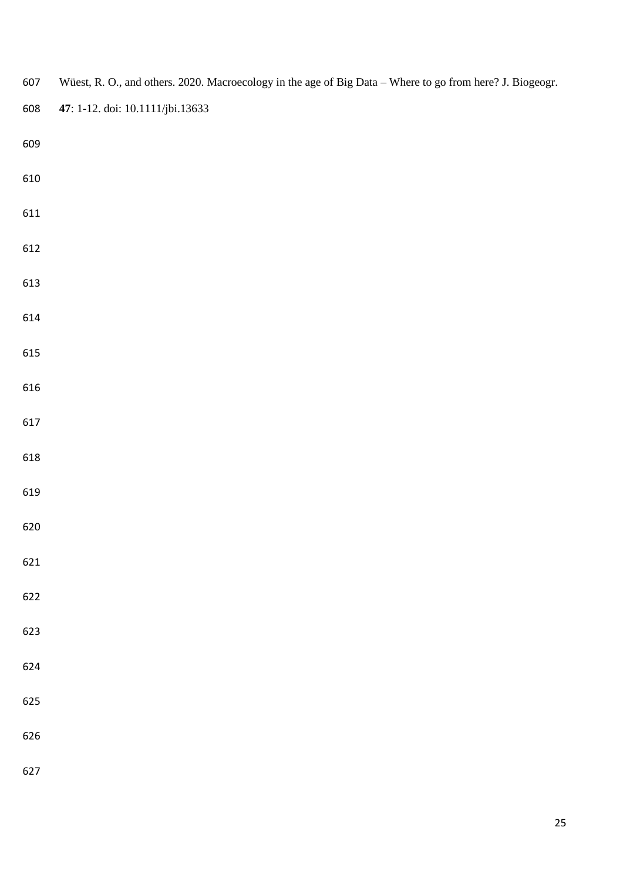Wüest, R. O., and others. 2020. Macroecology in the age of Big Data – Where to go from here? J. Biogeogr. **47**: 1-12. doi: 10.1111/jbi.13633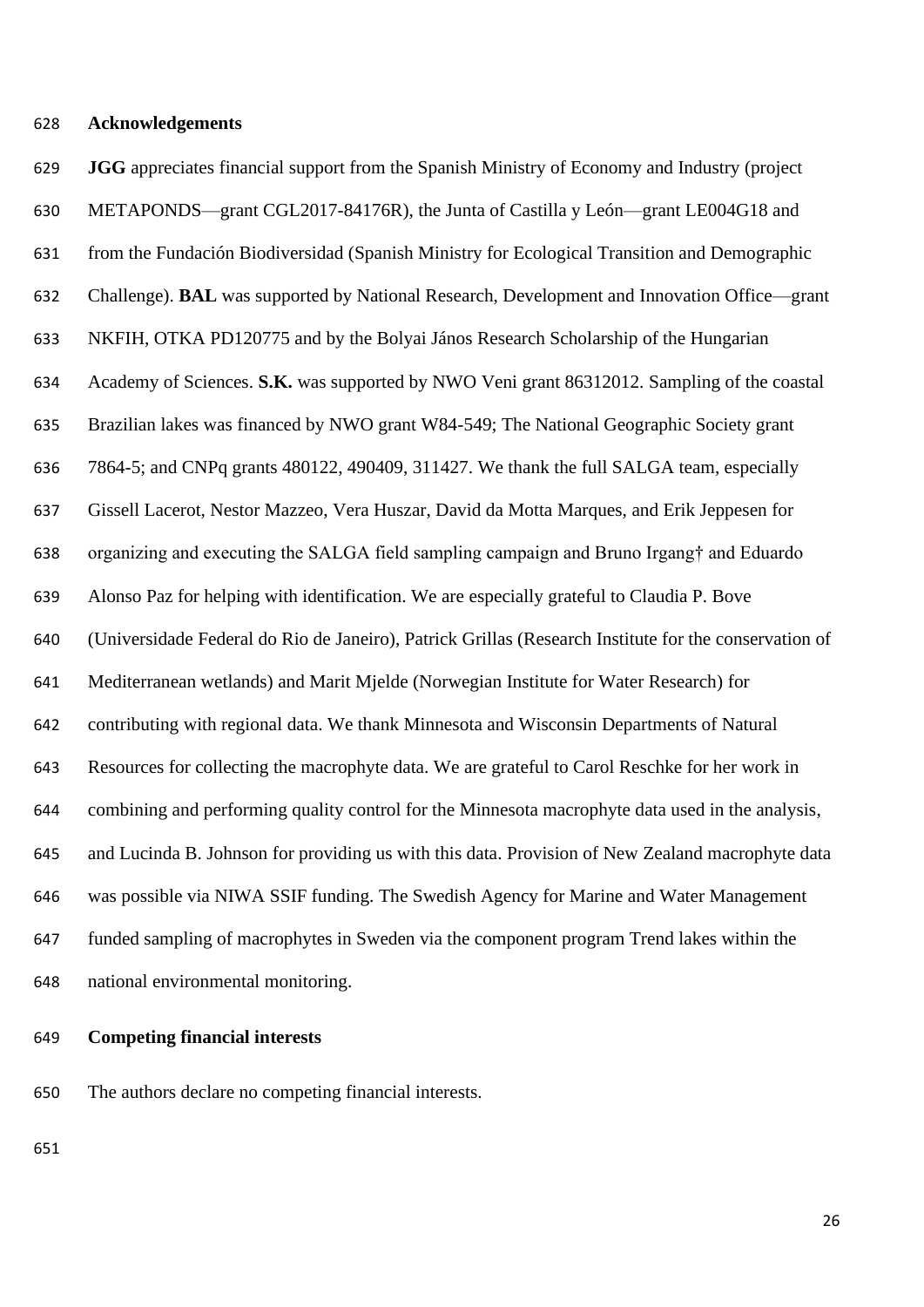## Acknowledgements

**JGG** appreciates financial support from the Spanish Ministry of Economy and Industry (project METAPONDS—grant CGL2017-84176R), the Junta of Castilla y León—grant LE004G18 and from the Fundación Biodiversidad (Spanish Ministry for Ecological Transition and Demographic Challenge). **BAL** was supported by National Research, Development and Innovation Office—grant NKFIH, OTKA PD120775 and by the Bolyai János Research Scholarship of the Hungarian Academy of Sciences. **S.K.** was supported by NWO Veni grant 86312012. Sampling of the coastal Brazilian lakes was financed by NWO grant W84-549; The National Geographic Society grant 7864-5; and CNPq grants 480122, 490409, 311427. We thank the full SALGA team, especially Gissell Lacerot, Nestor Mazzeo, Vera Huszar, David da Motta Marques, and Erik Jeppesen for organizing and executing the SALGA field sampling campaign and Bruno Irgang† and Eduardo Alonso Paz for helping with identification. We are especially grateful to Claudia P. Bove (Universidade Federal do Rio de Janeiro), Patrick Grillas (Research Institute for the conservation of Mediterranean wetlands) and Marit Mjelde (Norwegian Institute for Water Research) for contributing with regional data. We thank Minnesota and Wisconsin Departments of Natural Resources for collecting the macrophyte data. We are grateful to Carol Reschke for her work in combining and performing quality control for the Minnesota macrophyte data used in the analysis, and Lucinda B. Johnson for providing us with this data. Provision of New Zealand macrophyte data was possible via NIWA SSIF funding. The Swedish Agency for Marine and Water Management funded sampling of macrophytes in Sweden via the component program Trend lakes within the national environmental monitoring.

## Competing financial interests

The authors declare no competing financial interests.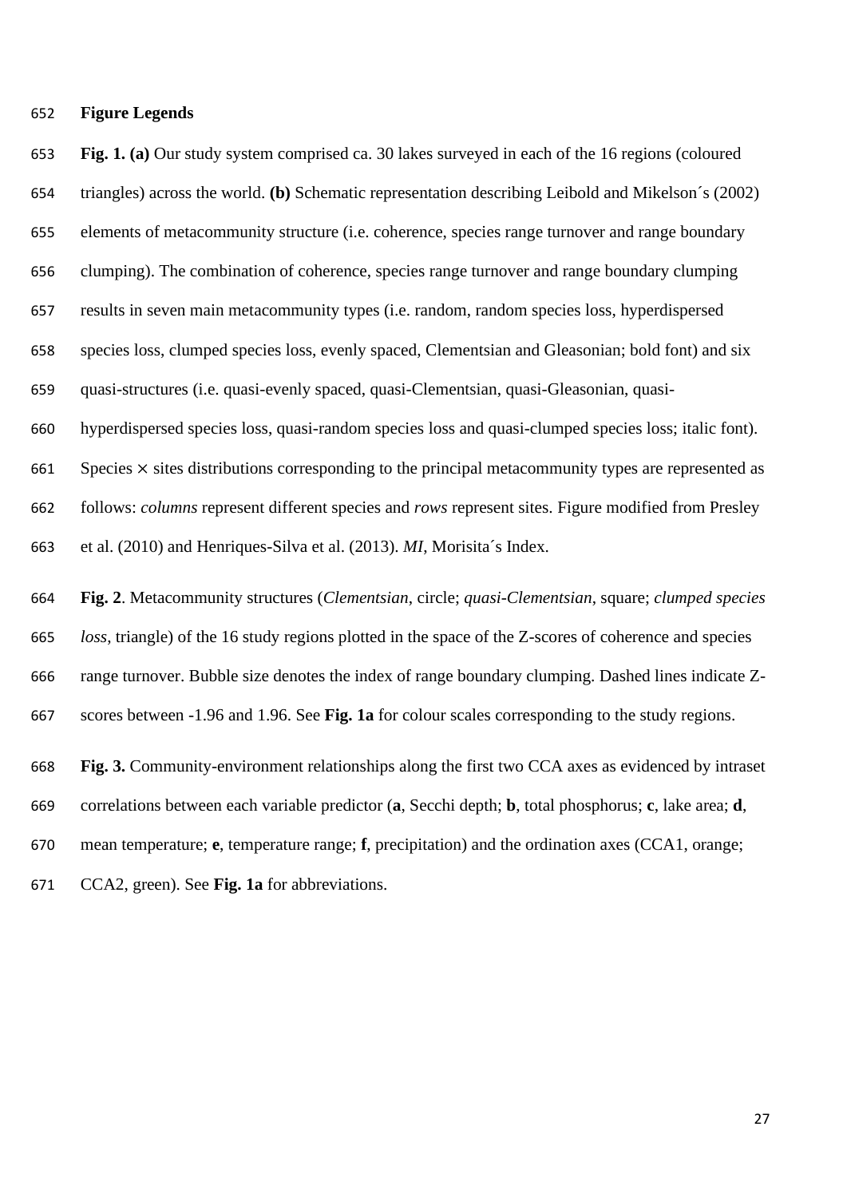## Figure Legends

**Fig. 1. (a)** Our study system comprised ca. 30 lakes surveyed in each of the 16 regions (coloured triangles) across the world. **(b)** Schematic representation describing Leibold and Mikelson´s (2002) elements of metacommunity structure (i.e. coherence, species range turnover and range boundary clumping). The combination of coherence, species range turnover and range boundary clumping results in seven main metacommunity types (i.e. random, random species loss, hyperdispersed species loss, clumped species loss, evenly spaced, Clementsian and Gleasonian; bold font) and six quasi-structures (i.e. quasi-evenly spaced, quasi-Clementsian, quasi-Gleasonian, quasi-hyperdispersed species loss, quasi-random species loss and quasi-clumped species loss; italic font). Species × sites distributions corresponding to the principal metacommunity types are represented as follows: *columns* represent different species and *rows* represent sites. Figure modified from Presley et al. (2010) and Henriques-Silva et al. (2013). *MI*, Morisita´s Index.

**Fig. 2**. Metacommunity structures (*Clementsian*, circle; *quasi-Clementsian*, square; *clumped species loss*, triangle) of the 16 study regions plotted in the space of the Z-scores of coherence and species range turnover. Bubble size denotes the index of range boundary clumping. Dashed lines indicate Z-scores between -1.96 and 1.96. See **Fig. 1a** for colour scales corresponding to the study regions.

**Fig. 3.** Community-environment relationships along the first two CCA axes as evidenced by intraset correlations between each variable predictor (**a**, Secchi depth; **b**, total phosphorus; **c**, lake area; **d**, mean temperature; **e**, temperature range; **f**, precipitation) and the ordination axes (CCA1, orange; CCA2, green). See **Fig. 1a** for abbreviations.